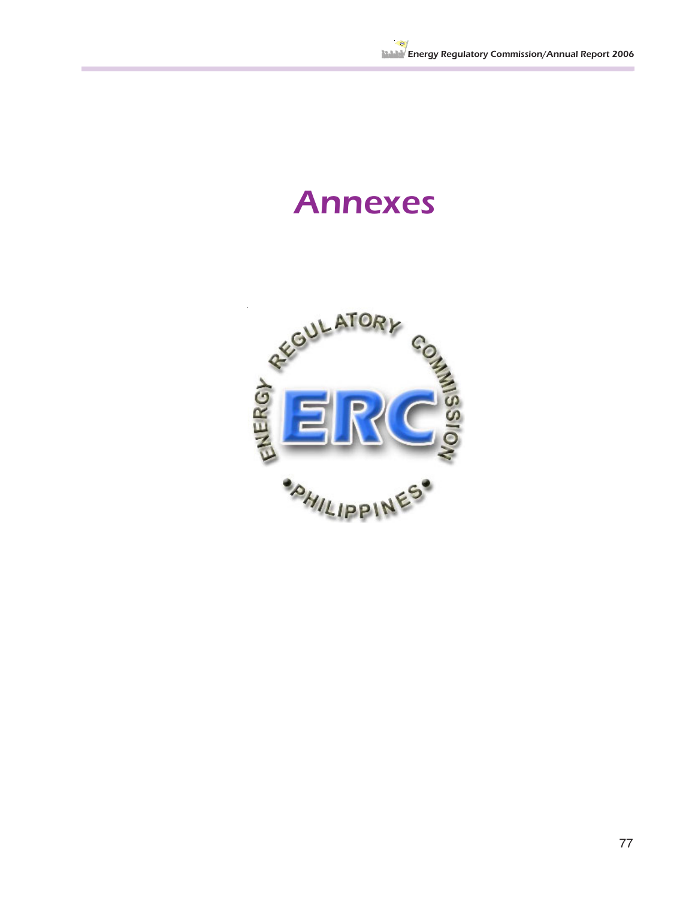# Annexes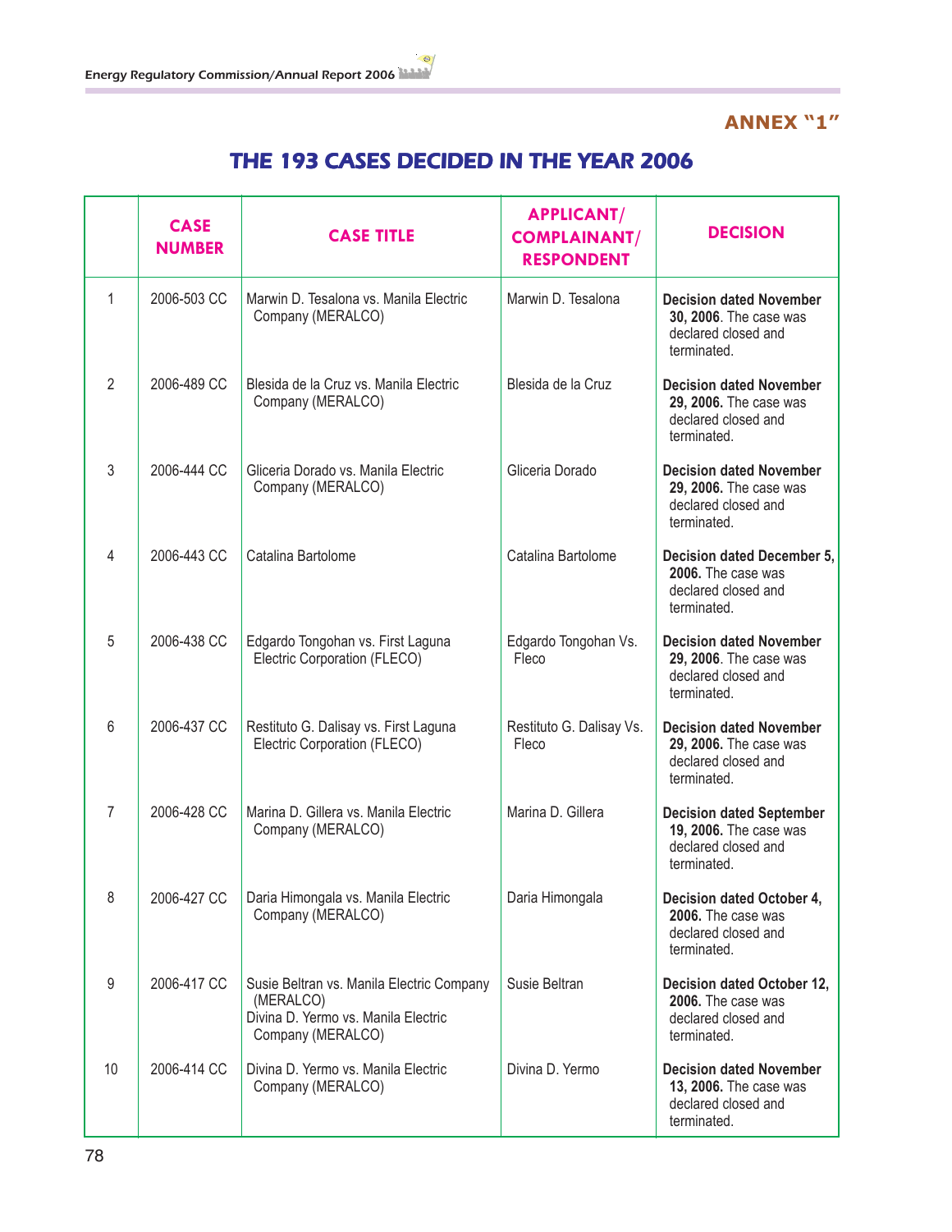## ANNEX "1"

# THE 193 CASES DECIDED IN THE YEAR 2006

| | CASE NUMBER | CASE TITLE | APPLICANT/ COMPLAINANT/ RESPONDENT | DECISION |
|---|---|---|---|---|
| 1 | 2006-503 CC | Marwin D. Tesalona vs. Manila Electric Company (MERALCO) | Marwin D. Tesalona | **Decision dated November 30, 2006**. The case was declared closed and terminated. |
| 2 | 2006-489 CC | Blesida de la Cruz vs. Manila Electric Company (MERALCO) | Blesida de la Cruz | **Decision dated November 29, 2006.** The case was declared closed and terminated. |
| 3 | 2006-444 CC | Gliceria Dorado vs. Manila Electric Company (MERALCO) | Gliceria Dorado | **Decision dated November 29, 2006.** The case was declared closed and terminated. |
| 4 | 2006-443 CC | Catalina Bartolome | Catalina Bartolome | **Decision dated December 5, 2006.** The case was declared closed and terminated. |
| 5 | 2006-438 CC | Edgardo Tongohan vs. First Laguna Electric Corporation (FLECO) | Edgardo Tongohan Vs. Fleco | **Decision dated November 29, 2006**. The case was declared closed and terminated. |
| 6 | 2006-437 CC | Restituto G. Dalisay vs. First Laguna Electric Corporation (FLECO) | Restituto G. Dalisay Vs. Fleco | **Decision dated November 29, 2006.** The case was declared closed and terminated. |
| 7 | 2006-428 CC | Marina D. Gillera vs. Manila Electric Company (MERALCO) | Marina D. Gillera | **Decision dated September 19, 2006.** The case was declared closed and terminated. |
| 8 | 2006-427 CC | Daria Himongala vs. Manila Electric Company (MERALCO) | Daria Himongala | **Decision dated October 4, 2006.** The case was declared closed and terminated. |
| 9 | 2006-417 CC | Susie Beltran vs. Manila Electric Company (MERALCO) Divina D. Yermo vs. Manila Electric Company (MERALCO) | Susie Beltran | **Decision dated October 12, 2006.** The case was declared closed and terminated. |
| 10 | 2006-414 CC | Divina D. Yermo vs. Manila Electric Company (MERALCO) | Divina D. Yermo | **Decision dated November 13, 2006.** The case was declared closed and terminated. |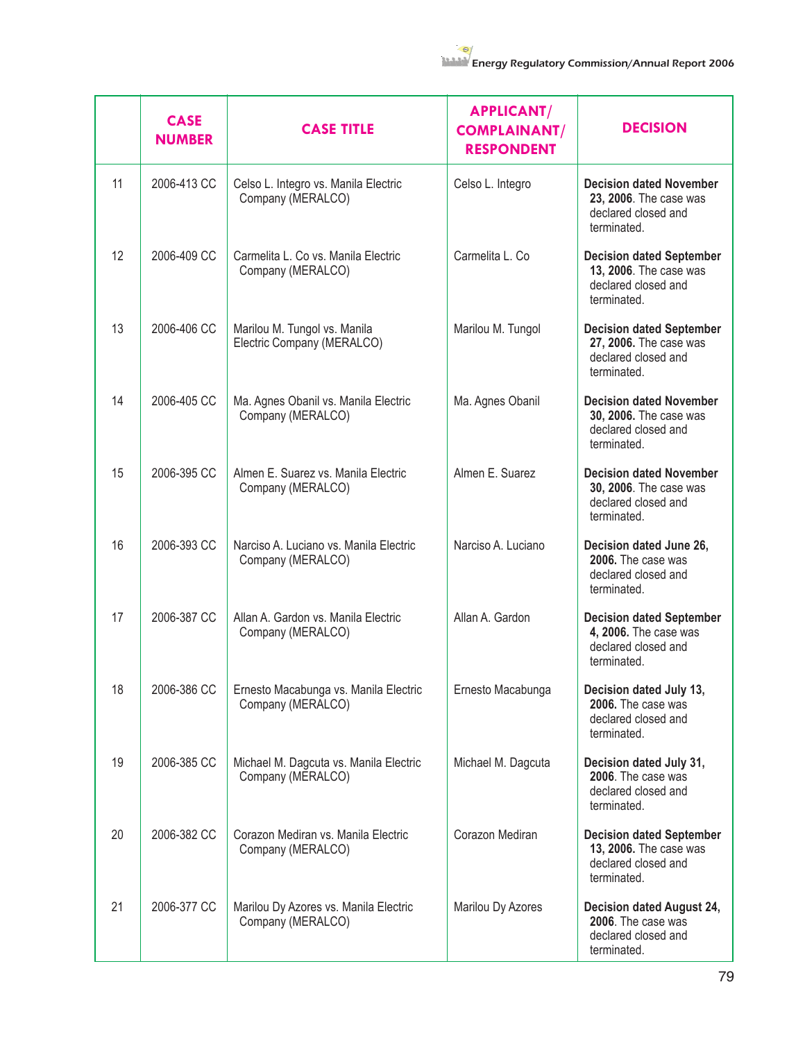|  | CASE NUMBER | CASE TITLE | APPLICANT/ COMPLAINANT/ RESPONDENT | DECISION |
|---|---|---|---|---|
| 11 | 2006-413 CC | Celso L. Integro vs. Manila Electric Company (MERALCO) | Celso L. Integro | **Decision dated November 23, 2006**. The case was declared closed and terminated. |
| 12 | 2006-409 CC | Carmelita L. Co vs. Manila Electric Company (MERALCO) | Carmelita L. Co | **Decision dated September 13, 2006**. The case was declared closed and terminated. |
| 13 | 2006-406 CC | Marilou M. Tungol vs. Manila Electric Company (MERALCO) | Marilou M. Tungol | **Decision dated September 27, 2006.** The case was declared closed and terminated. |
| 14 | 2006-405 CC | Ma. Agnes Obanil vs. Manila Electric Company (MERALCO) | Ma. Agnes Obanil | **Decision dated November 30, 2006.** The case was declared closed and terminated. |
| 15 | 2006-395 CC | Almen E. Suarez vs. Manila Electric Company (MERALCO) | Almen E. Suarez | **Decision dated November 30, 2006**. The case was declared closed and terminated. |
| 16 | 2006-393 CC | Narciso A. Luciano vs. Manila Electric Company (MERALCO) | Narciso A. Luciano | **Decision dated June 26, 2006.** The case was declared closed and terminated. |
| 17 | 2006-387 CC | Allan A. Gardon vs. Manila Electric Company (MERALCO) | Allan A. Gardon | **Decision dated September 4, 2006.** The case was declared closed and terminated. |
| 18 | 2006-386 CC | Ernesto Macabunga vs. Manila Electric Company (MERALCO) | Ernesto Macabunga | **Decision dated July 13, 2006.** The case was declared closed and terminated. |
| 19 | 2006-385 CC | Michael M. Dagcuta vs. Manila Electric Company (MERALCO) | Michael M. Dagcuta | **Decision dated July 31, 2006**. The case was declared closed and terminated. |
| 20 | 2006-382 CC | Corazon Mediran vs. Manila Electric Company (MERALCO) | Corazon Mediran | **Decision dated September 13, 2006.** The case was declared closed and terminated. |
| 21 | 2006-377 CC | Marilou Dy Azores vs. Manila Electric Company (MERALCO) | Marilou Dy Azores | **Decision dated August 24, 2006**. The case was declared closed and terminated. |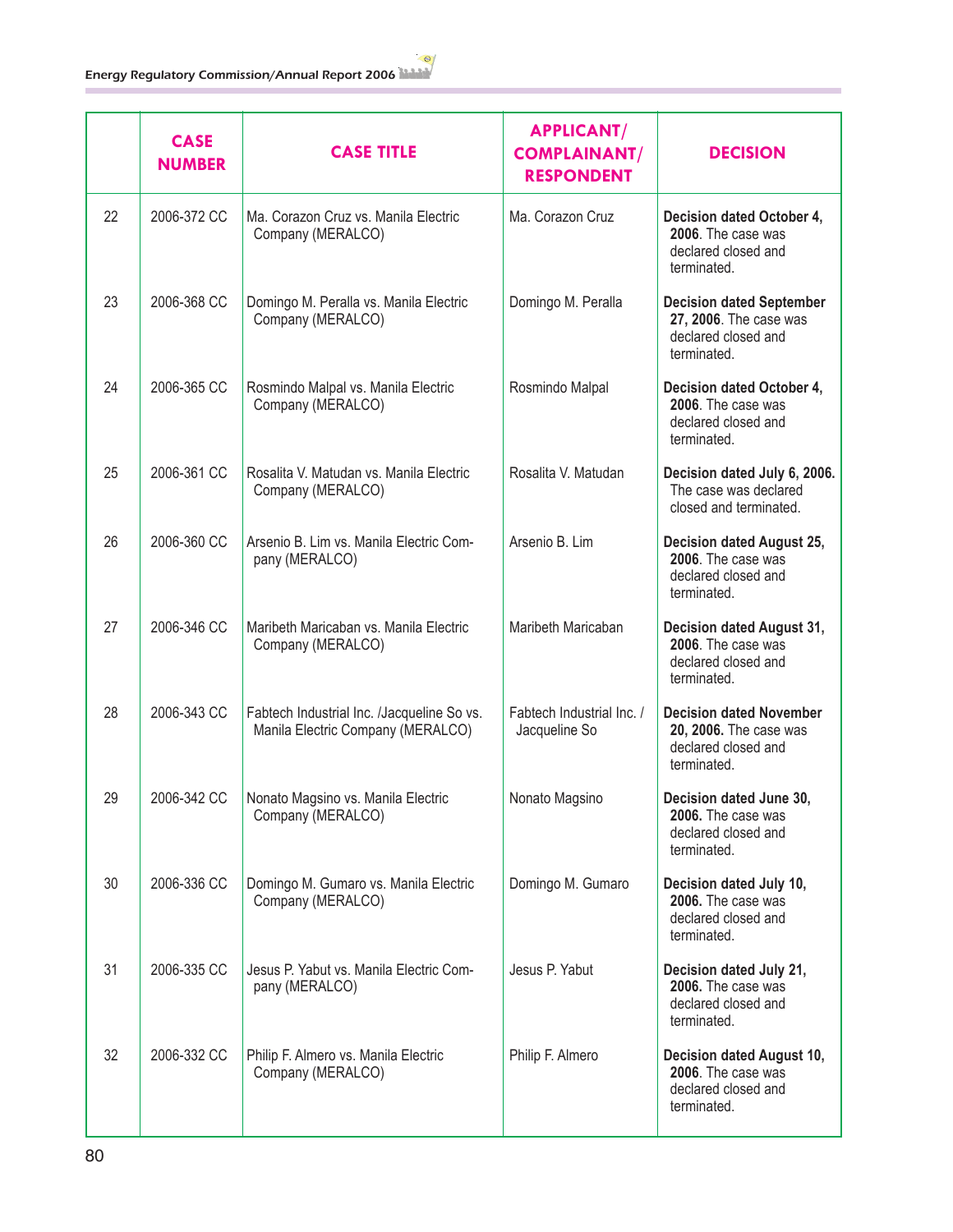| | CASE NUMBER | CASE TITLE | APPLICANT/ COMPLAINANT/ RESPONDENT | DECISION |
|---|---|---|---|---|
| 22 | 2006-372 CC | Ma. Corazon Cruz vs. Manila Electric Company (MERALCO) | Ma. Corazon Cruz | **Decision dated October 4, 2006**. The case was declared closed and terminated. |
| 23 | 2006-368 CC | Domingo M. Peralla vs. Manila Electric Company (MERALCO) | Domingo M. Peralla | **Decision dated September 27, 2006**. The case was declared closed and terminated. |
| 24 | 2006-365 CC | Rosmindo Malpal vs. Manila Electric Company (MERALCO) | Rosmindo Malpal | **Decision dated October 4, 2006**. The case was declared closed and terminated. |
| 25 | 2006-361 CC | Rosalita V. Matudan vs. Manila Electric Company (MERALCO) | Rosalita V. Matudan | **Decision dated July 6, 2006.** The case was declared closed and terminated. |
| 26 | 2006-360 CC | Arsenio B. Lim vs. Manila Electric Company (MERALCO) | Arsenio B. Lim | **Decision dated August 25, 2006**. The case was declared closed and terminated. |
| 27 | 2006-346 CC | Maribeth Maricaban vs. Manila Electric Company (MERALCO) | Maribeth Maricaban | **Decision dated August 31, 2006**. The case was declared closed and terminated. |
| 28 | 2006-343 CC | Fabtech Industrial Inc. /Jacqueline So vs. Manila Electric Company (MERALCO) | Fabtech Industrial Inc. / Jacqueline So | **Decision dated November 20, 2006.** The case was declared closed and terminated. |
| 29 | 2006-342 CC | Nonato Magsino vs. Manila Electric Company (MERALCO) | Nonato Magsino | **Decision dated June 30, 2006.** The case was declared closed and terminated. |
| 30 | 2006-336 CC | Domingo M. Gumaro vs. Manila Electric Company (MERALCO) | Domingo M. Gumaro | **Decision dated July 10, 2006.** The case was declared closed and terminated. |
| 31 | 2006-335 CC | Jesus P. Yabut vs. Manila Electric Company (MERALCO) | Jesus P. Yabut | **Decision dated July 21, 2006.** The case was declared closed and terminated. |
| 32 | 2006-332 CC | Philip F. Almero vs. Manila Electric Company (MERALCO) | Philip F. Almero | **Decision dated August 10, 2006**. The case was declared closed and terminated. |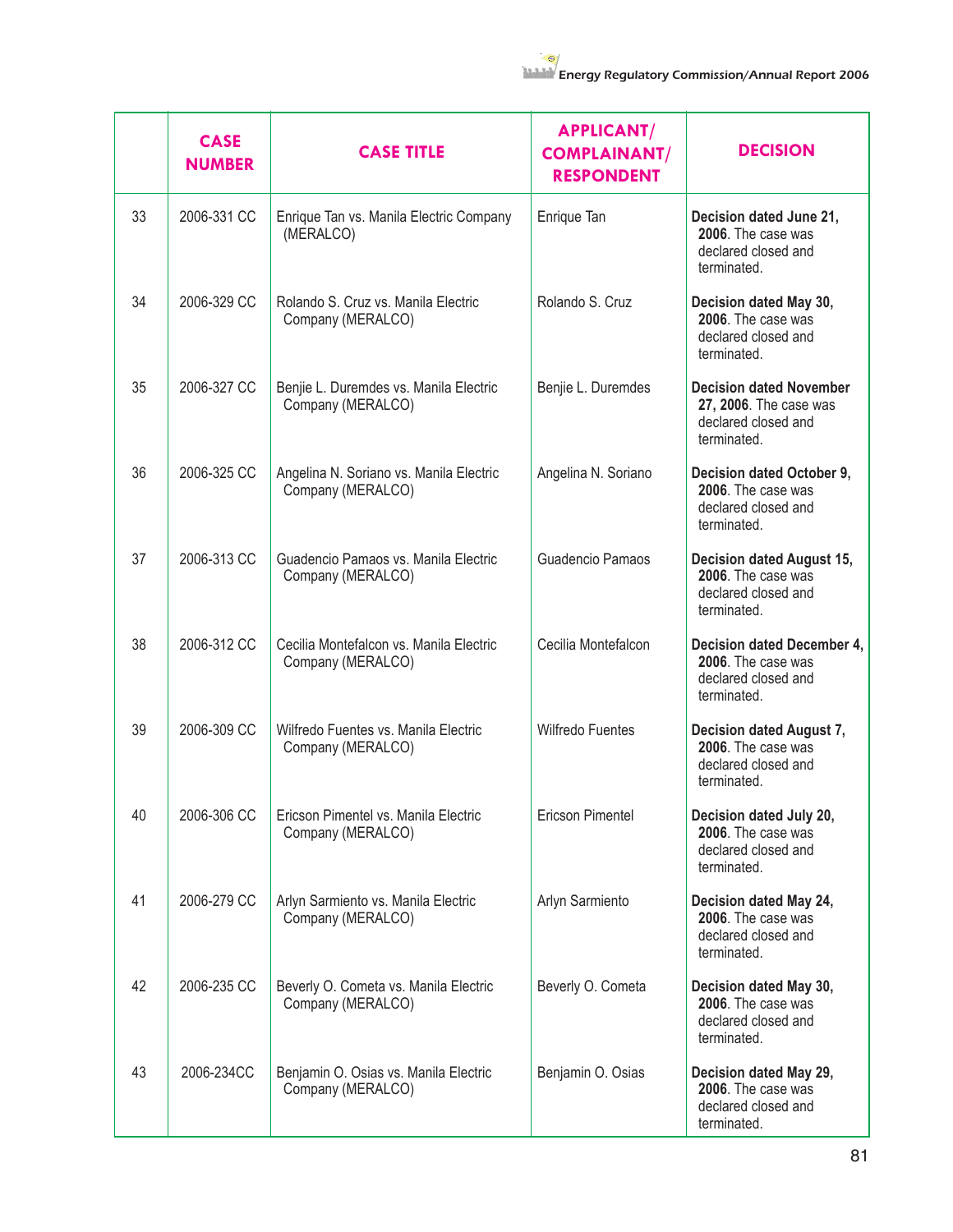|  | CASE NUMBER | CASE TITLE | APPLICANT/ COMPLAINANT/ RESPONDENT | DECISION |
|---|---|---|---|---|
| 33 | 2006-331 CC | Enrique Tan vs. Manila Electric Company (MERALCO) | Enrique Tan | **Decision dated June 21, 2006**. The case was declared closed and terminated. |
| 34 | 2006-329 CC | Rolando S. Cruz vs. Manila Electric Company (MERALCO) | Rolando S. Cruz | **Decision dated May 30, 2006**. The case was declared closed and terminated. |
| 35 | 2006-327 CC | Benjie L. Duremdes vs. Manila Electric Company (MERALCO) | Benjie L. Duremdes | **Decision dated November 27, 2006**. The case was declared closed and terminated. |
| 36 | 2006-325 CC | Angelina N. Soriano vs. Manila Electric Company (MERALCO) | Angelina N. Soriano | **Decision dated October 9, 2006**. The case was declared closed and terminated. |
| 37 | 2006-313 CC | Guadencio Pamaos vs. Manila Electric Company (MERALCO) | Guadencio Pamaos | **Decision dated August 15, 2006**. The case was declared closed and terminated. |
| 38 | 2006-312 CC | Cecilia Montefalcon vs. Manila Electric Company (MERALCO) | Cecilia Montefalcon | **Decision dated December 4, 2006**. The case was declared closed and terminated. |
| 39 | 2006-309 CC | Wilfredo Fuentes vs. Manila Electric Company (MERALCO) | Wilfredo Fuentes | **Decision dated August 7, 2006**. The case was declared closed and terminated. |
| 40 | 2006-306 CC | Ericson Pimentel vs. Manila Electric Company (MERALCO) | Ericson Pimentel | **Decision dated July 20, 2006**. The case was declared closed and terminated. |
| 41 | 2006-279 CC | Arlyn Sarmiento vs. Manila Electric Company (MERALCO) | Arlyn Sarmiento | **Decision dated May 24, 2006**. The case was declared closed and terminated. |
| 42 | 2006-235 CC | Beverly O. Cometa vs. Manila Electric Company (MERALCO) | Beverly O. Cometa | **Decision dated May 30, 2006**. The case was declared closed and terminated. |
| 43 | 2006-234CC | Benjamin O. Osias vs. Manila Electric Company (MERALCO) | Benjamin O. Osias | **Decision dated May 29, 2006**. The case was declared closed and terminated. |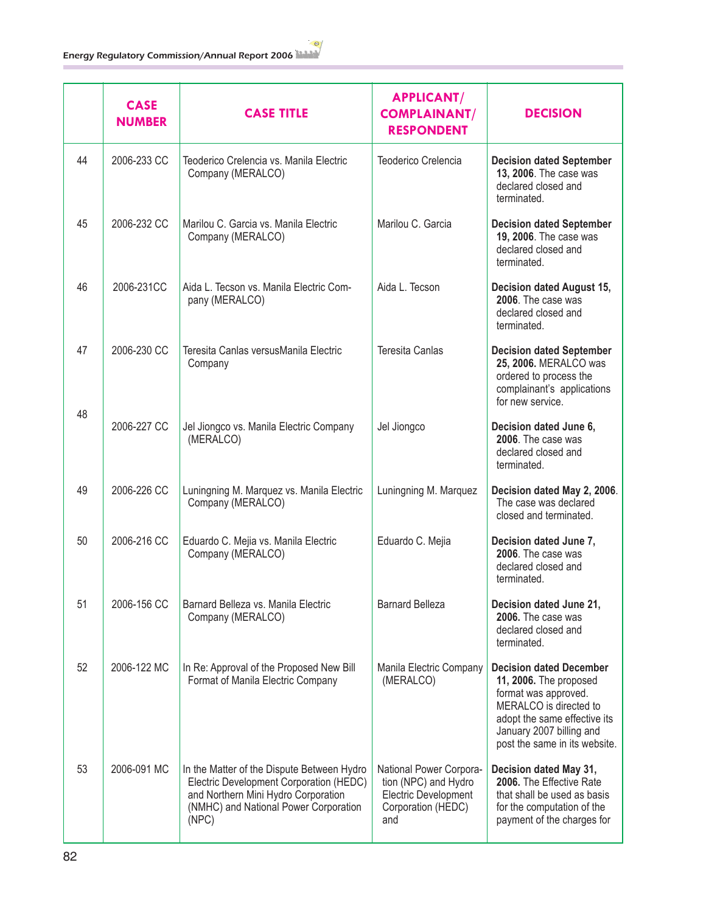| | CASE NUMBER | CASE TITLE | APPLICANT/ COMPLAINANT/ RESPONDENT | DECISION |
|---|---|---|---|---|
| 44 | 2006-233 CC | Teoderico Crelencia vs. Manila Electric Company (MERALCO) | Teoderico Crelencia | **Decision dated September 13, 2006**. The case was declared closed and terminated. |
| 45 | 2006-232 CC | Marilou C. Garcia vs. Manila Electric Company (MERALCO) | Marilou C. Garcia | **Decision dated September 19, 2006**. The case was declared closed and terminated. |
| 46 | 2006-231CC | Aida L. Tecson vs. Manila Electric Company (MERALCO) | Aida L. Tecson | **Decision dated August 15, 2006**. The case was declared closed and terminated. |
| 47 | 2006-230 CC | Teresita Canlas versusManila Electric Company | Teresita Canlas | **Decision dated September 25, 2006.** MERALCO was ordered to process the complainant's applications for new service. |
| 48 | 2006-227 CC | Jel Jiongco vs. Manila Electric Company (MERALCO) | Jel Jiongco | **Decision dated June 6, 2006**. The case was declared closed and terminated. |
| 49 | 2006-226 CC | Luningning M. Marquez vs. Manila Electric Company (MERALCO) | Luningning M. Marquez | **Decision dated May 2, 2006**. The case was declared closed and terminated. |
| 50 | 2006-216 CC | Eduardo C. Mejia vs. Manila Electric Company (MERALCO) | Eduardo C. Mejia | **Decision dated June 7, 2006**. The case was declared closed and terminated. |
| 51 | 2006-156 CC | Barnard Belleza vs. Manila Electric Company (MERALCO) | Barnard Belleza | **Decision dated June 21, 2006.** The case was declared closed and terminated. |
| 52 | 2006-122 MC | In Re: Approval of the Proposed New Bill Format of Manila Electric Company | Manila Electric Company (MERALCO) | **Decision dated December 11, 2006.** The proposed format was approved. MERALCO is directed to adopt the same effective its January 2007 billing and post the same in its website. |
| 53 | 2006-091 MC | In the Matter of the Dispute Between Hydro Electric Development Corporation (HEDC) and Northern Mini Hydro Corporation (NMHC) and National Power Corporation (NPC) | National Power Corporation (NPC) and Hydro Electric Development Corporation (HEDC) and | **Decision dated May 31, 2006.** The Effective Rate that shall be used as basis for the computation of the payment of the charges for |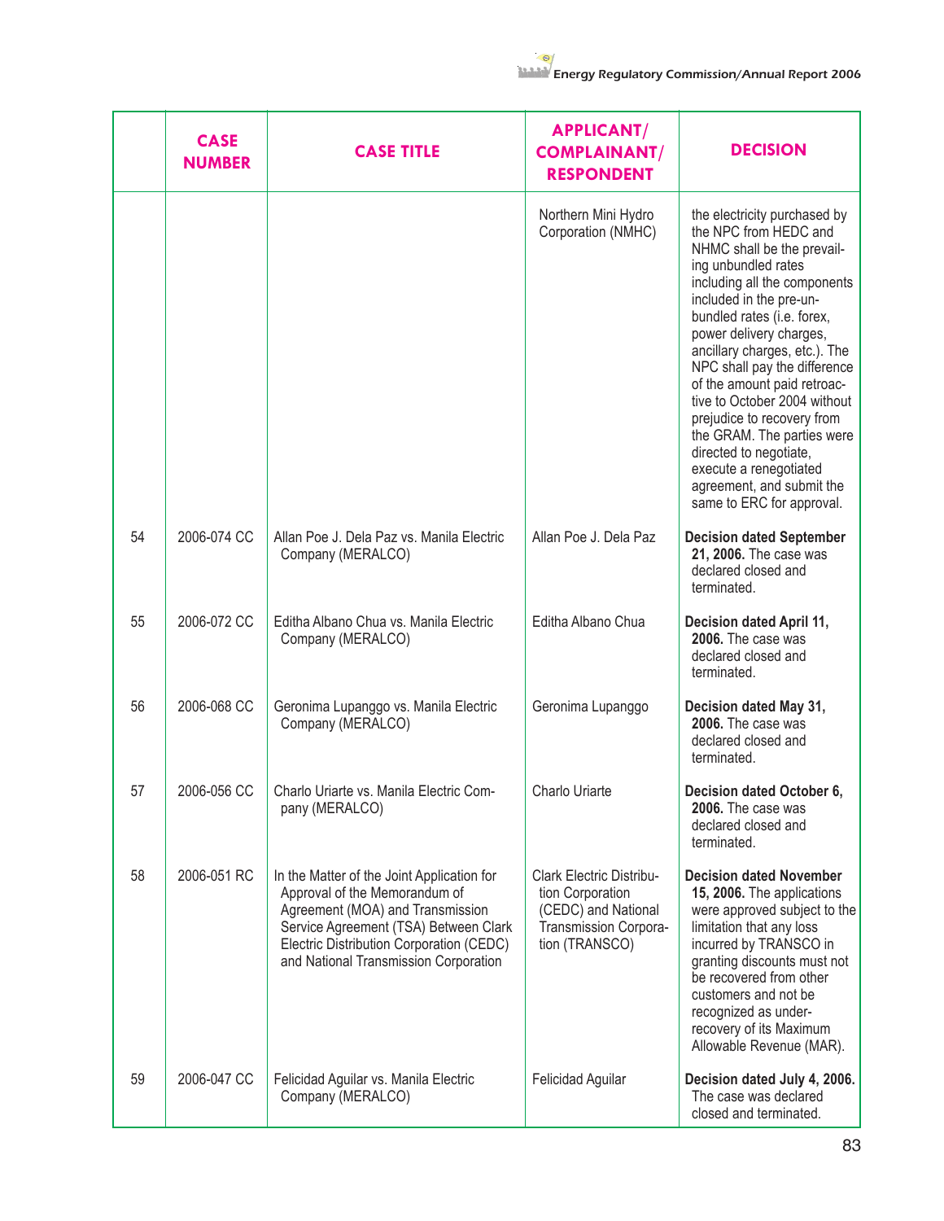| | CASE NUMBER | CASE TITLE | APPLICANT/ COMPLAINANT/ RESPONDENT | DECISION |
|---|---|---|---|---|
| | | | Northern Mini Hydro Corporation (NMHC) | the electricity purchased by the NPC from HEDC and NHMC shall be the prevailing unbundled rates including all the components included in the pre-unbundled rates (i.e. forex, power delivery charges, ancillary charges, etc.). The NPC shall pay the difference of the amount paid retroactive to October 2004 without prejudice to recovery from the GRAM. The parties were directed to negotiate, execute a renegotiated agreement, and submit the same to ERC for approval. |
| 54 | 2006-074 CC | Allan Poe J. Dela Paz vs. Manila Electric Company (MERALCO) | Allan Poe J. Dela Paz | **Decision dated September 21, 2006.** The case was declared closed and terminated. |
| 55 | 2006-072 CC | Editha Albano Chua vs. Manila Electric Company (MERALCO) | Editha Albano Chua | **Decision dated April 11, 2006.** The case was declared closed and terminated. |
| 56 | 2006-068 CC | Geronima Lupanggo vs. Manila Electric Company (MERALCO) | Geronima Lupanggo | **Decision dated May 31, 2006.** The case was declared closed and terminated. |
| 57 | 2006-056 CC | Charlo Uriarte vs. Manila Electric Company (MERALCO) | Charlo Uriarte | **Decision dated October 6, 2006.** The case was declared closed and terminated. |
| 58 | 2006-051 RC | In the Matter of the Joint Application for Approval of the Memorandum of Agreement (MOA) and Transmission Service Agreement (TSA) Between Clark Electric Distribution Corporation (CEDC) and National Transmission Corporation | Clark Electric Distribution Corporation (CEDC) and National Transmission Corporation (TRANSCO) | **Decision dated November 15, 2006.** The applications were approved subject to the limitation that any loss incurred by TRANSCO in granting discounts must not be recovered from other customers and not be recognized as under-recovery of its Maximum Allowable Revenue (MAR). |
| 59 | 2006-047 CC | Felicidad Aguilar vs. Manila Electric Company (MERALCO) | Felicidad Aguilar | **Decision dated July 4, 2006.** The case was declared closed and terminated. |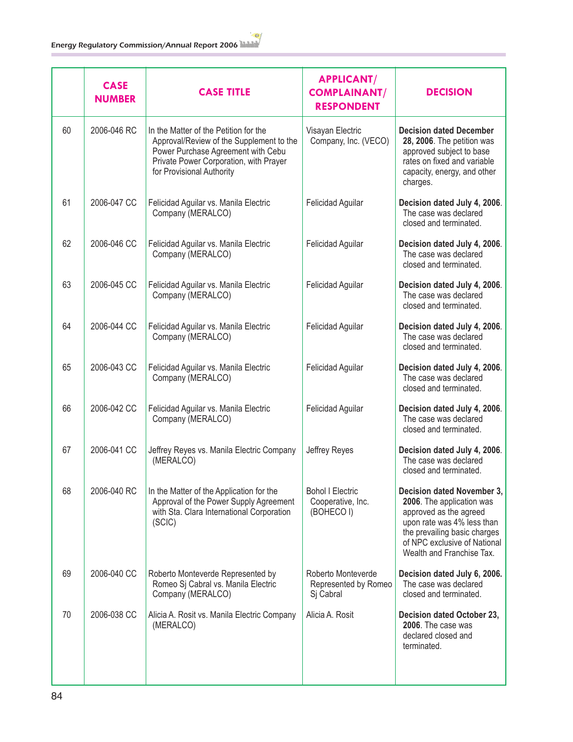| | CASE NUMBER | CASE TITLE | APPLICANT/ COMPLAINANT/ RESPONDENT | DECISION |
|---|---|---|---|---|
| 60 | 2006-046 RC | In the Matter of the Petition for the Approval/Review of the Supplement to the Power Purchase Agreement with Cebu Private Power Corporation, with Prayer for Provisional Authority | Visayan Electric Company, Inc. (VECO) | **Decision dated December 28, 2006**. The petition was approved subject to base rates on fixed and variable capacity, energy, and other charges. |
| 61 | 2006-047 CC | Felicidad Aguilar vs. Manila Electric Company (MERALCO) | Felicidad Aguilar | **Decision dated July 4, 2006**. The case was declared closed and terminated. |
| 62 | 2006-046 CC | Felicidad Aguilar vs. Manila Electric Company (MERALCO) | Felicidad Aguilar | **Decision dated July 4, 2006**. The case was declared closed and terminated. |
| 63 | 2006-045 CC | Felicidad Aguilar vs. Manila Electric Company (MERALCO) | Felicidad Aguilar | **Decision dated July 4, 2006**. The case was declared closed and terminated. |
| 64 | 2006-044 CC | Felicidad Aguilar vs. Manila Electric Company (MERALCO) | Felicidad Aguilar | **Decision dated July 4, 2006**. The case was declared closed and terminated. |
| 65 | 2006-043 CC | Felicidad Aguilar vs. Manila Electric Company (MERALCO) | Felicidad Aguilar | **Decision dated July 4, 2006**. The case was declared closed and terminated. |
| 66 | 2006-042 CC | Felicidad Aguilar vs. Manila Electric Company (MERALCO) | Felicidad Aguilar | **Decision dated July 4, 2006**. The case was declared closed and terminated. |
| 67 | 2006-041 CC | Jeffrey Reyes vs. Manila Electric Company (MERALCO) | Jeffrey Reyes | **Decision dated July 4, 2006**. The case was declared closed and terminated. |
| 68 | 2006-040 RC | In the Matter of the Application for the Approval of the Power Supply Agreement with Sta. Clara International Corporation (SCIC) | Bohol I Electric Cooperative, Inc. (BOHECO I) | **Decision dated November 3, 2006**. The application was approved as the agreed upon rate was 4% less than the prevailing basic charges of NPC exclusive of National Wealth and Franchise Tax. |
| 69 | 2006-040 CC | Roberto Monteverde Represented by Romeo Sj Cabral vs. Manila Electric Company (MERALCO) | Roberto Monteverde Represented by Romeo Sj Cabral | **Decision dated July 6, 2006.** The case was declared closed and terminated. |
| 70 | 2006-038 CC | Alicia A. Rosit vs. Manila Electric Company (MERALCO) | Alicia A. Rosit | **Decision dated October 23, 2006**. The case was declared closed and terminated. |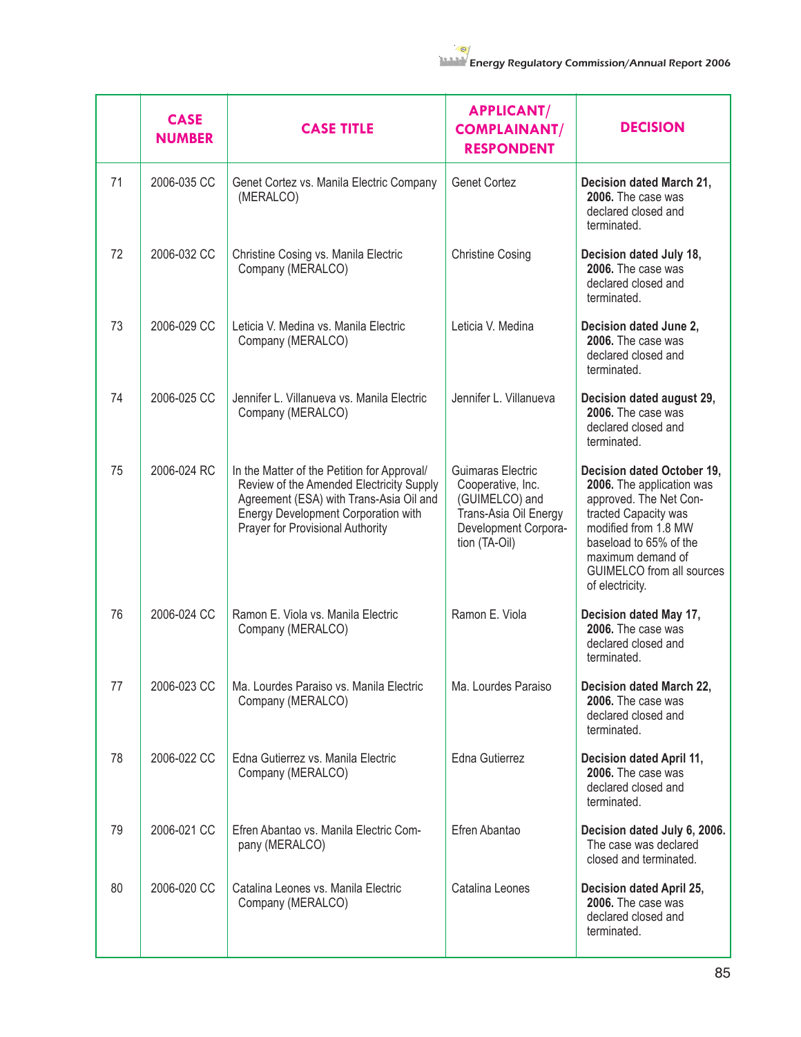| | CASE NUMBER | CASE TITLE | APPLICANT/ COMPLAINANT/ RESPONDENT | DECISION |
|---|---|---|---|---|
| 71 | 2006-035 CC | Genet Cortez vs. Manila Electric Company (MERALCO) | Genet Cortez | **Decision dated March 21, 2006.** The case was declared closed and terminated. |
| 72 | 2006-032 CC | Christine Cosing vs. Manila Electric Company (MERALCO) | Christine Cosing | **Decision dated July 18, 2006.** The case was declared closed and terminated. |
| 73 | 2006-029 CC | Leticia V. Medina vs. Manila Electric Company (MERALCO) | Leticia V. Medina | **Decision dated June 2, 2006.** The case was declared closed and terminated. |
| 74 | 2006-025 CC | Jennifer L. Villanueva vs. Manila Electric Company (MERALCO) | Jennifer L. Villanueva | **Decision dated august 29, 2006.** The case was declared closed and terminated. |
| 75 | 2006-024 RC | In the Matter of the Petition for Approval/ Review of the Amended Electricity Supply Agreement (ESA) with Trans-Asia Oil and Energy Development Corporation with Prayer for Provisional Authority | Guimaras Electric Cooperative, Inc. (GUIMELCO) and Trans-Asia Oil Energy Development Corporation (TA-Oil) | **Decision dated October 19, 2006.** The application was approved. The Net Contracted Capacity was modified from 1.8 MW baseload to 65% of the maximum demand of GUIMELCO from all sources of electricity. |
| 76 | 2006-024 CC | Ramon E. Viola vs. Manila Electric Company (MERALCO) | Ramon E. Viola | **Decision dated May 17, 2006.** The case was declared closed and terminated. |
| 77 | 2006-023 CC | Ma. Lourdes Paraiso vs. Manila Electric Company (MERALCO) | Ma. Lourdes Paraiso | **Decision dated March 22, 2006.** The case was declared closed and terminated. |
| 78 | 2006-022 CC | Edna Gutierrez vs. Manila Electric Company (MERALCO) | Edna Gutierrez | **Decision dated April 11, 2006.** The case was declared closed and terminated. |
| 79 | 2006-021 CC | Efren Abantao vs. Manila Electric Company (MERALCO) | Efren Abantao | **Decision dated July 6, 2006.** The case was declared closed and terminated. |
| 80 | 2006-020 CC | Catalina Leones vs. Manila Electric Company (MERALCO) | Catalina Leones | **Decision dated April 25, 2006.** The case was declared closed and terminated. |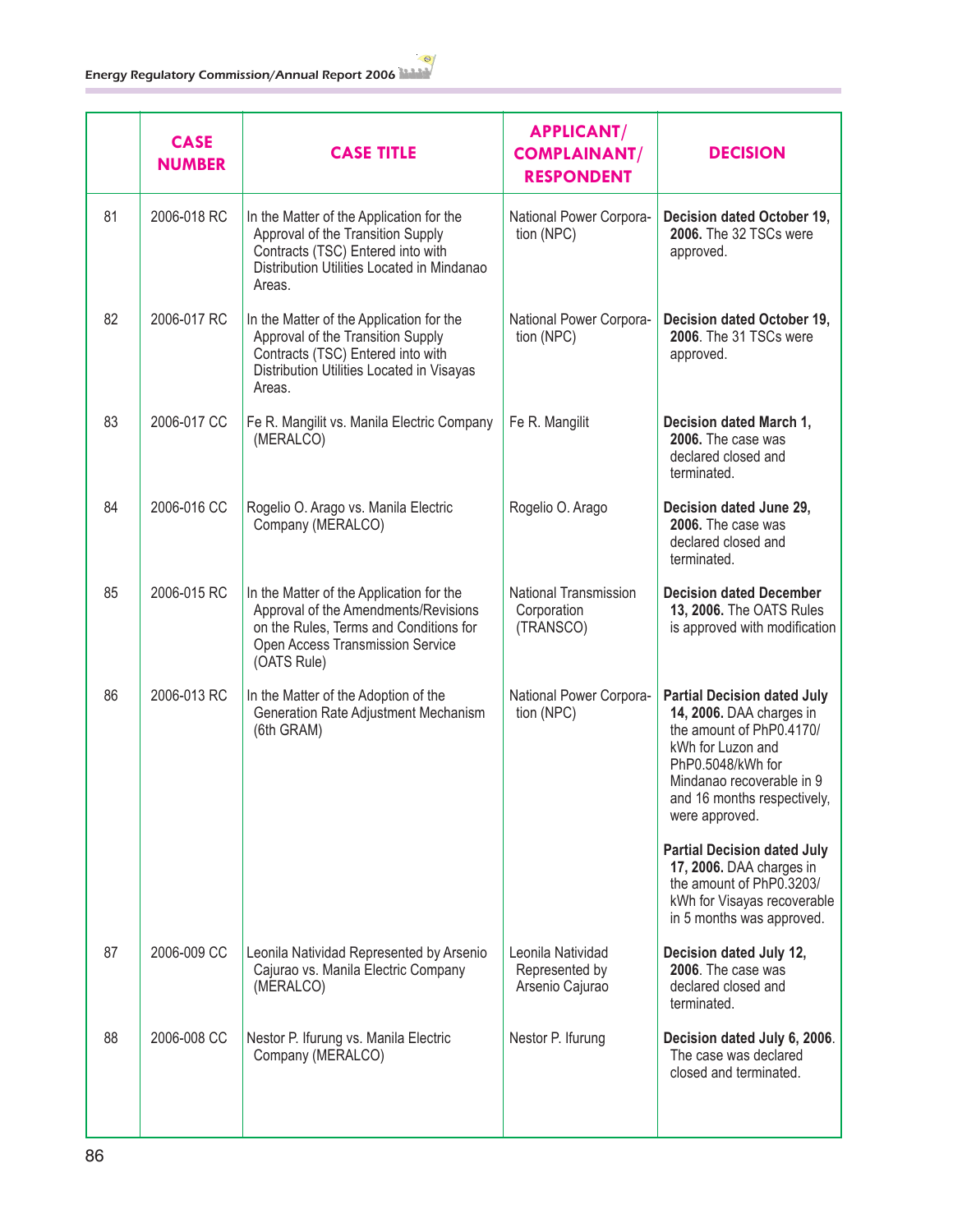| | CASE NUMBER | CASE TITLE | APPLICANT/ COMPLAINANT/ RESPONDENT | DECISION |
|---|---|---|---|---|
| 81 | 2006-018 RC | In the Matter of the Application for the Approval of the Transition Supply Contracts (TSC) Entered into with Distribution Utilities Located in Mindanao Areas. | National Power Corporation (NPC) | **Decision dated October 19, 2006.** The 32 TSCs were approved. |
| 82 | 2006-017 RC | In the Matter of the Application for the Approval of the Transition Supply Contracts (TSC) Entered into with Distribution Utilities Located in Visayas Areas. | National Power Corporation (NPC) | **Decision dated October 19, 2006.** The 31 TSCs were approved. |
| 83 | 2006-017 CC | Fe R. Mangilit vs. Manila Electric Company (MERALCO) | Fe R. Mangilit | **Decision dated March 1, 2006.** The case was declared closed and terminated. |
| 84 | 2006-016 CC | Rogelio O. Arago vs. Manila Electric Company (MERALCO) | Rogelio O. Arago | **Decision dated June 29, 2006.** The case was declared closed and terminated. |
| 85 | 2006-015 RC | In the Matter of the Application for the Approval of the Amendments/Revisions on the Rules, Terms and Conditions for Open Access Transmission Service (OATS Rule) | National Transmission Corporation (TRANSCO) | **Decision dated December 13, 2006.** The OATS Rules is approved with modification |
| 86 | 2006-013 RC | In the Matter of the Adoption of the Generation Rate Adjustment Mechanism (6th GRAM) | National Power Corporation (NPC) | **Partial Decision dated July 14, 2006.** DAA charges in the amount of PhP0.4170/ kWh for Luzon and PhP0.5048/kWh for Mindanao recoverable in 9 and 16 months respectively, were approved. <br><br> **Partial Decision dated July 17, 2006.** DAA charges in the amount of PhP0.3203/ kWh for Visayas recoverable in 5 months was approved. |
| 87 | 2006-009 CC | Leonila Natividad Represented by Arsenio Cajurao vs. Manila Electric Company (MERALCO) | Leonila Natividad Represented by Arsenio Cajurao | **Decision dated July 12, 2006**. The case was declared closed and terminated. |
| 88 | 2006-008 CC | Nestor P. Ifurung vs. Manila Electric Company (MERALCO) | Nestor P. Ifurung | **Decision dated July 6, 2006**. The case was declared closed and terminated. |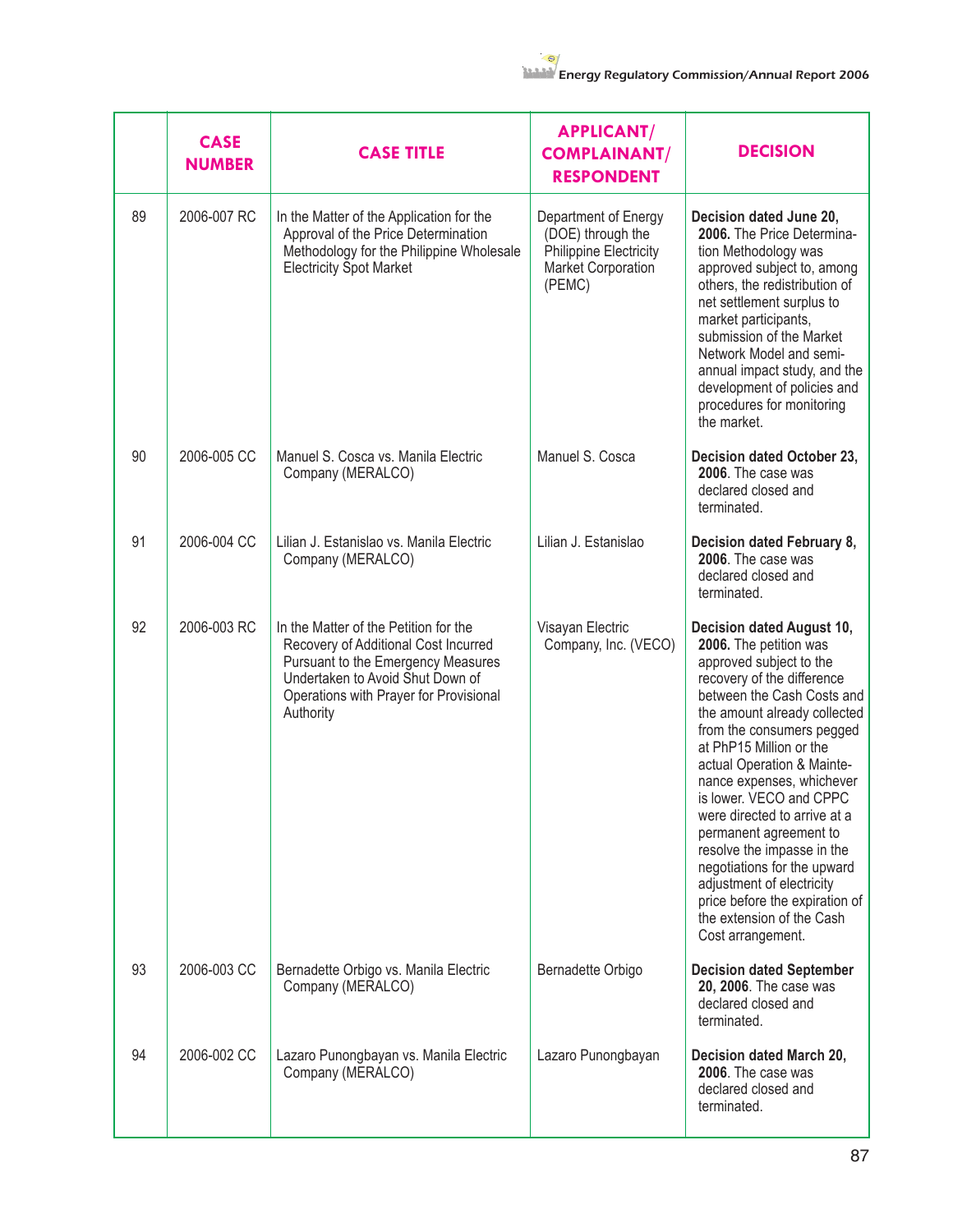|  | CASE NUMBER | CASE TITLE | APPLICANT/ COMPLAINANT/ RESPONDENT | DECISION |
|---|---|---|---|---|
| 89 | 2006-007 RC | In the Matter of the Application for the Approval of the Price Determination Methodology for the Philippine Wholesale Electricity Spot Market | Department of Energy (DOE) through the Philippine Electricity Market Corporation (PEMC) | **Decision dated June 20, 2006.** The Price Determination Methodology was approved subject to, among others, the redistribution of net settlement surplus to market participants, submission of the Market Network Model and semi-annual impact study, and the development of policies and procedures for monitoring the market. |
| 90 | 2006-005 CC | Manuel S. Cosca vs. Manila Electric Company (MERALCO) | Manuel S. Cosca | **Decision dated October 23, 2006**. The case was declared closed and terminated. |
| 91 | 2006-004 CC | Lilian J. Estanislao vs. Manila Electric Company (MERALCO) | Lilian J. Estanislao | **Decision dated February 8, 2006**. The case was declared closed and terminated. |
| 92 | 2006-003 RC | In the Matter of the Petition for the Recovery of Additional Cost Incurred Pursuant to the Emergency Measures Undertaken to Avoid Shut Down of Operations with Prayer for Provisional Authority | Visayan Electric Company, Inc. (VECO) | **Decision dated August 10, 2006.** The petition was approved subject to the recovery of the difference between the Cash Costs and the amount already collected from the consumers pegged at PhP15 Million or the actual Operation & Maintenance expenses, whichever is lower. VECO and CPPC were directed to arrive at a permanent agreement to resolve the impasse in the negotiations for the upward adjustment of electricity price before the expiration of the extension of the Cash Cost arrangement. |
| 93 | 2006-003 CC | Bernadette Orbigo vs. Manila Electric Company (MERALCO) | Bernadette Orbigo | **Decision dated September 20, 2006**. The case was declared closed and terminated. |
| 94 | 2006-002 CC | Lazaro Punongbayan vs. Manila Electric Company (MERALCO) | Lazaro Punongbayan | **Decision dated March 20, 2006**. The case was declared closed and terminated. |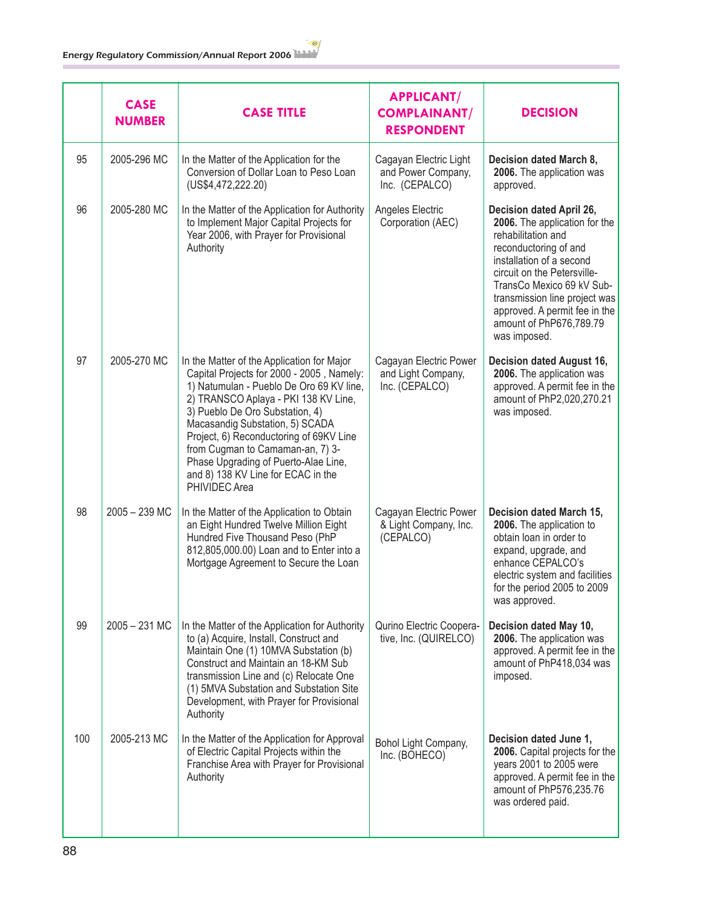| | CASE NUMBER | CASE TITLE | APPLICANT/ COMPLAINANT/ RESPONDENT | DECISION |
|---|---|---|---|---|
| 95 | 2005-296 MC | In the Matter of the Application for the Conversion of Dollar Loan to Peso Loan (US$4,472,222.20) | Cagayan Electric Light and Power Company, Inc. (CEPALCO) | **Decision dated March 8, 2006.** The application was approved. |
| 96 | 2005-280 MC | In the Matter of the Application for Authority to Implement Major Capital Projects for Year 2006, with Prayer for Provisional Authority | Angeles Electric Corporation (AEC) | **Decision dated April 26, 2006.** The application for the rehabilitation and reconductoring of and installation of a second circuit on the Petersville-TransCo Mexico 69 kV Sub-transmission line project was approved. A permit fee in the amount of PhP676,789.79 was imposed. |
| 97 | 2005-270 MC | In the Matter of the Application for Major Capital Projects for 2000 - 2005 , Namely: 1) Natumulan - Pueblo De Oro 69 KV line, 2) TRANSCO Aplaya - PKI 138 KV Line, 3) Pueblo De Oro Substation, 4) Macasandig Substation, 5) SCADA Project, 6) Reconductoring of 69KV Line from Cugman to Camaman-an, 7) 3-Phase Upgrading of Puerto-Alae Line, and 8) 138 KV Line for ECAC in the PHIVIDEC Area | Cagayan Electric Power and Light Company, Inc. (CEPALCO) | **Decision dated August 16, 2006.** The application was approved. A permit fee in the amount of PhP2,020,270.21 was imposed. |
| 98 | 2005 – 239 MC | In the Matter of the Application to Obtain an Eight Hundred Twelve Million Eight Hundred Five Thousand Peso (PhP 812,805,000.00) Loan and to Enter into a Mortgage Agreement to Secure the Loan | Cagayan Electric Power & Light Company, Inc. (CEPALCO) | **Decision dated March 15, 2006.** The application to obtain loan in order to expand, upgrade, and enhance CEPALCO's electric system and facilities for the period 2005 to 2009 was approved. |
| 99 | 2005 – 231 MC | In the Matter of the Application for Authority to (a) Acquire, Install, Construct and Maintain One (1) 10MVA Substation (b) Construct and Maintain an 18-KM Sub transmission Line and (c) Relocate One (1) 5MVA Substation and Substation Site Development, with Prayer for Provisional Authority | Qurino Electric Cooperative, Inc. (QUIRELCO) | **Decision dated May 10, 2006.** The application was approved. A permit fee in the amount of PhP418,034 was imposed. |
| 100 | 2005-213 MC | In the Matter of the Application for Approval of Electric Capital Projects within the Franchise Area with Prayer for Provisional Authority | Bohol Light Company, Inc. (BOHECO) | **Decision dated June 1, 2006.** Capital projects for the years 2001 to 2005 were approved. A permit fee in the amount of PhP576,235.76 was ordered paid. |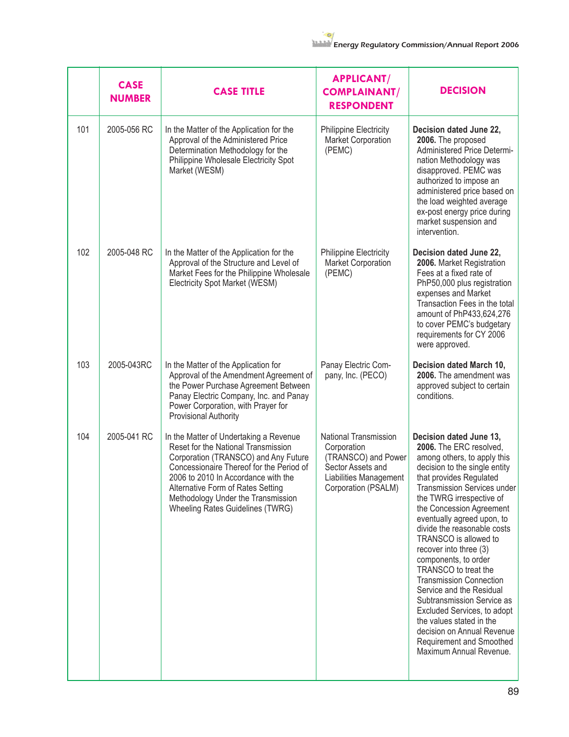| | CASE NUMBER | CASE TITLE | APPLICANT/ COMPLAINANT/ RESPONDENT | DECISION |
|---|---|---|---|---|
| 101 | 2005-056 RC | In the Matter of the Application for the Approval of the Administered Price Determination Methodology for the Philippine Wholesale Electricity Spot Market (WESM) | Philippine Electricity Market Corporation (PEMC) | **Decision dated June 22, 2006.** The proposed Administered Price Determination Methodology was disapproved. PEMC was authorized to impose an administered price based on the load weighted average ex-post energy price during market suspension and intervention. |
| 102 | 2005-048 RC | In the Matter of the Application for the Approval of the Structure and Level of Market Fees for the Philippine Wholesale Electricity Spot Market (WESM) | Philippine Electricity Market Corporation (PEMC) | **Decision dated June 22, 2006.** Market Registration Fees at a fixed rate of PhP50,000 plus registration expenses and Market Transaction Fees in the total amount of PhP433,624,276 to cover PEMC's budgetary requirements for CY 2006 were approved. |
| 103 | 2005-043RC | In the Matter of the Application for Approval of the Amendment Agreement of the Power Purchase Agreement Between Panay Electric Company, Inc. and Panay Power Corporation, with Prayer for Provisional Authority | Panay Electric Company, Inc. (PECO) | **Decision dated March 10, 2006.** The amendment was approved subject to certain conditions. |
| 104 | 2005-041 RC | In the Matter of Undertaking a Revenue Reset for the National Transmission Corporation (TRANSCO) and Any Future Concessionaire Thereof for the Period of 2006 to 2010 In Accordance with the Alternative Form of Rates Setting Methodology Under the Transmission Wheeling Rates Guidelines (TWRG) | National Transmission Corporation (TRANSCO) and Power Sector Assets and Liabilities Management Corporation (PSALM) | **Decision dated June 13, 2006.** The ERC resolved, among others, to apply this decision to the single entity that provides Regulated Transmission Services under the TWRG irrespective of the Concession Agreement eventually agreed upon, to divide the reasonable costs TRANSCO is allowed to recover into three (3) components, to order TRANSCO to treat the Transmission Connection Service and the Residual Subtransmission Service as Excluded Services, to adopt the values stated in the decision on Annual Revenue Requirement and Smoothed Maximum Annual Revenue. |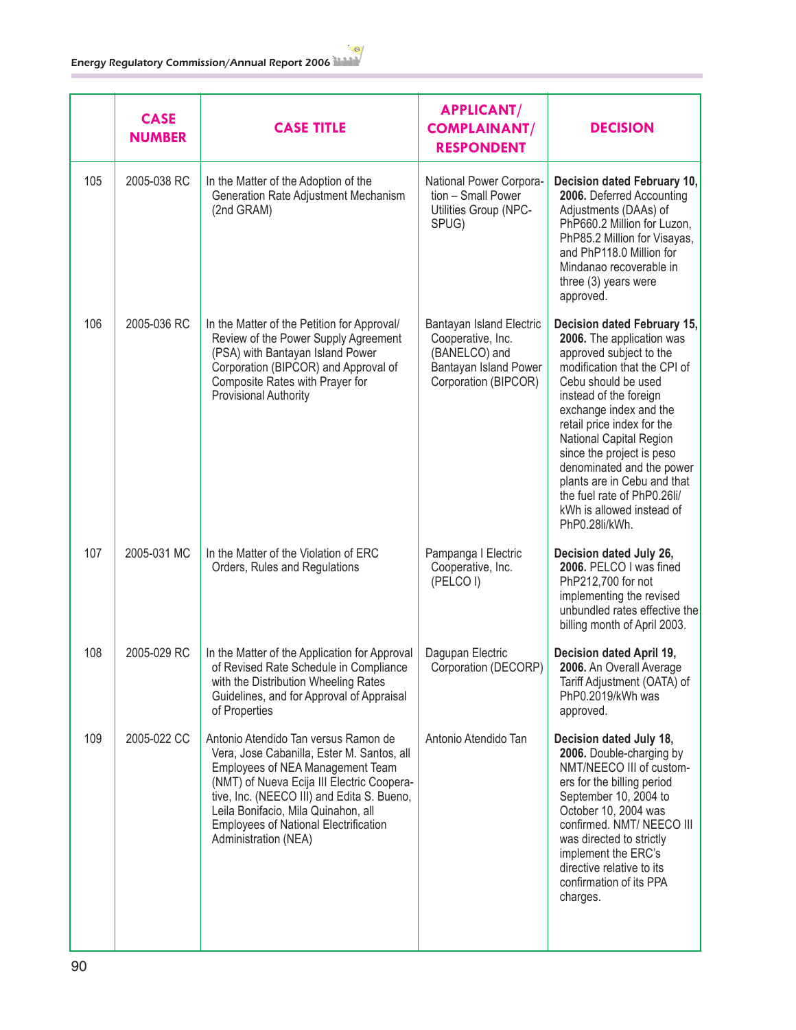|  | CASE NUMBER | CASE TITLE | APPLICANT/ COMPLAINANT/ RESPONDENT | DECISION |
|---|---|---|---|---|
| 105 | 2005-038 RC | In the Matter of the Adoption of the Generation Rate Adjustment Mechanism (2nd GRAM) | National Power Corporation – Small Power Utilities Group (NPC-SPUG) | **Decision dated February 10, 2006.** Deferred Accounting Adjustments (DAAs) of PhP660.2 Million for Luzon, PhP85.2 Million for Visayas, and PhP118.0 Million for Mindanao recoverable in three (3) years were approved. |
| 106 | 2005-036 RC | In the Matter of the Petition for Approval/ Review of the Power Supply Agreement (PSA) with Bantayan Island Power Corporation (BIPCOR) and Approval of Composite Rates with Prayer for Provisional Authority | Bantayan Island Electric Cooperative, Inc. (BANELCO) and Bantayan Island Power Corporation (BIPCOR) | **Decision dated February 15, 2006.** The application was approved subject to the modification that the CPI of Cebu should be used instead of the foreign exchange index and the retail price index for the National Capital Region since the project is peso denominated and the power plants are in Cebu and that the fuel rate of PhP0.26li/ kWh is allowed instead of PhP0.28li/kWh. |
| 107 | 2005-031 MC | In the Matter of the Violation of ERC Orders, Rules and Regulations | Pampanga I Electric Cooperative, Inc. (PELCO I) | **Decision dated July 26, 2006.** PELCO I was fined PhP212,700 for not implementing the revised unbundled rates effective the billing month of April 2003. |
| 108 | 2005-029 RC | In the Matter of the Application for Approval of Revised Rate Schedule in Compliance with the Distribution Wheeling Rates Guidelines, and for Approval of Appraisal of Properties | Dagupan Electric Corporation (DECORP) | **Decision dated April 19, 2006.** An Overall Average Tariff Adjustment (OATA) of PhP0.2019/kWh was approved. |
| 109 | 2005-022 CC | Antonio Atendido Tan versus Ramon de Vera, Jose Cabanilla, Ester M. Santos, all Employees of NEA Management Team (NMT) of Nueva Ecija III Electric Cooperative, Inc. (NEECO III) and Edita S. Bueno, Leila Bonifacio, Mila Quinahon, all Employees of National Electrification Administration (NEA) | Antonio Atendido Tan | **Decision dated July 18, 2006.** Double-charging by NMT/NEECO III of customers for the billing period September 10, 2004 to October 10, 2004 was confirmed. NMT/ NEECO III was directed to strictly implement the ERC's directive relative to its confirmation of its PPA charges. |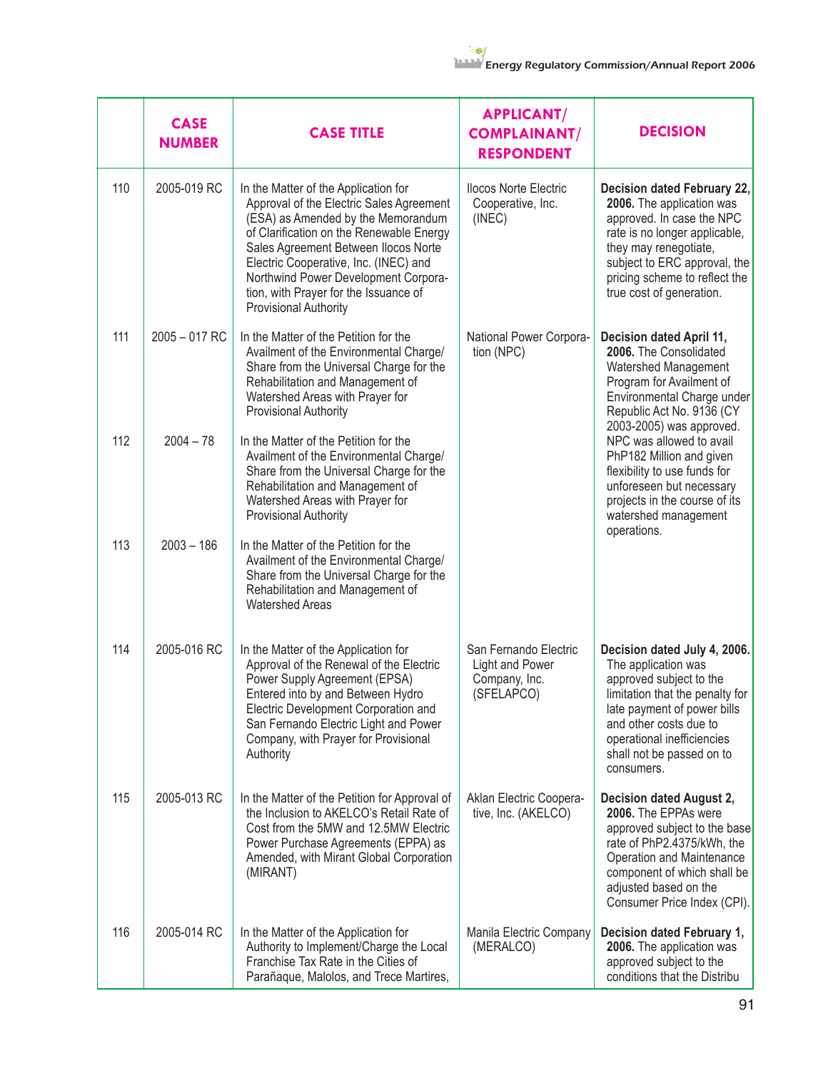|  | CASE NUMBER | CASE TITLE | APPLICANT/ COMPLAINANT/ RESPONDENT | DECISION |
|---|---|---|---|---|
| 110 | 2005-019 RC | In the Matter of the Application for Approval of the Electric Sales Agreement (ESA) as Amended by the Memorandum of Clarification on the Renewable Energy Sales Agreement Between Ilocos Norte Electric Cooperative, Inc. (INEC) and Northwind Power Development Corporation, with Prayer for the Issuance of Provisional Authority | Ilocos Norte Electric Cooperative, Inc. (INEC) | **Decision dated February 22, 2006.** The application was approved. In case the NPC rate is no longer applicable, they may renegotiate, subject to ERC approval, the pricing scheme to reflect the true cost of generation. |
| 111 | 2005 – 017 RC | In the Matter of the Petition for the Availment of the Environmental Charge/ Share from the Universal Charge for the Rehabilitation and Management of Watershed Areas with Prayer for Provisional Authority | National Power Corporation (NPC) | **Decision dated April 11, 2006.** The Consolidated Watershed Management Program for Availment of Environmental Charge under Republic Act No. 9136 (CY 2003-2005) was approved. NPC was allowed to avail PhP182 Million and given flexibility to use funds for unforeseen but necessary projects in the course of its watershed management operations. |
| 112 | 2004 – 78 | In the Matter of the Petition for the Availment of the Environmental Charge/ Share from the Universal Charge for the Rehabilitation and Management of Watershed Areas with Prayer for Provisional Authority |  |  |
| 113 | 2003 – 186 | In the Matter of the Petition for the Availment of the Environmental Charge/ Share from the Universal Charge for the Rehabilitation and Management of Watershed Areas |  |  |
| 114 | 2005-016 RC | In the Matter of the Application for Approval of the Renewal of the Electric Power Supply Agreement (EPSA) Entered into by and Between Hydro Electric Development Corporation and San Fernando Electric Light and Power Company, with Prayer for Provisional Authority | San Fernando Electric Light and Power Company, Inc. (SFELAPCO) | **Decision dated July 4, 2006.** The application was approved subject to the limitation that the penalty for late payment of power bills and other costs due to operational inefficiencies shall not be passed on to consumers. |
| 115 | 2005-013 RC | In the Matter of the Petition for Approval of the Inclusion to AKELCO's Retail Rate of Cost from the 5MW and 12.5MW Electric Power Purchase Agreements (EPPA) as Amended, with Mirant Global Corporation (MIRANT) | Aklan Electric Cooperative, Inc. (AKELCO) | **Decision dated August 2, 2006.** The EPPAs were approved subject to the base rate of PhP2.4375/kWh, the Operation and Maintenance component of which shall be adjusted based on the Consumer Price Index (CPI). |
| 116 | 2005-014 RC | In the Matter of the Application for Authority to Implement/Charge the Local Franchise Tax Rate in the Cities of Parañaque, Malolos, and Trece Martires, | Manila Electric Company (MERALCO) | **Decision dated February 1, 2006.** The application was approved subject to the conditions that the Distribu |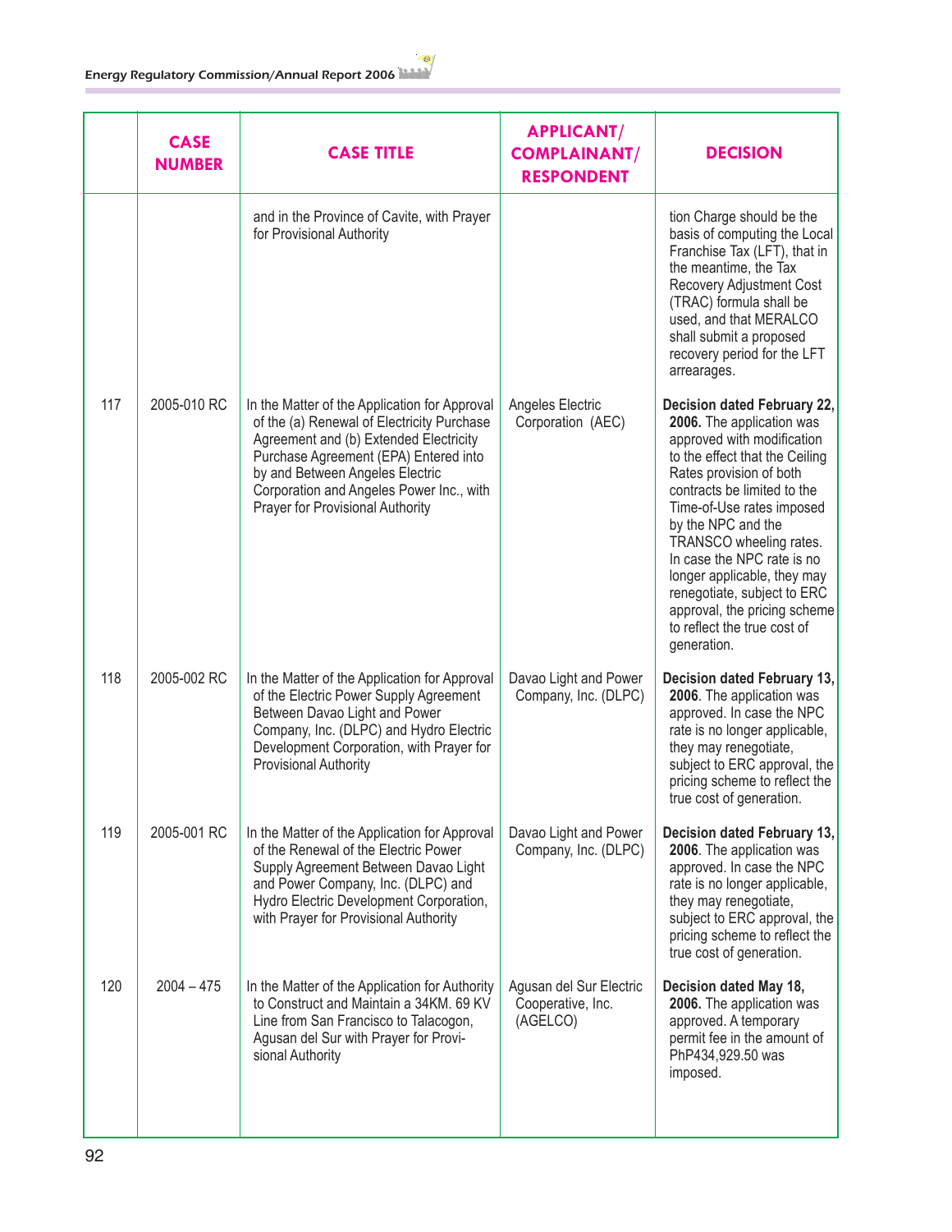|  | CASE NUMBER | CASE TITLE | APPLICANT/ COMPLAINANT/ RESPONDENT | DECISION |
|---|---|---|---|---|
|  |  | and in the Province of Cavite, with Prayer for Provisional Authority |  | tion Charge should be the basis of computing the Local Franchise Tax (LFT), that in the meantime, the Tax Recovery Adjustment Cost (TRAC) formula shall be used, and that MERALCO shall submit a proposed recovery period for the LFT arrearages. |
| 117 | 2005-010 RC | In the Matter of the Application for Approval of the (a) Renewal of Electricity Purchase Agreement and (b) Extended Electricity Purchase Agreement (EPA) Entered into by and Between Angeles Electric Corporation and Angeles Power Inc., with Prayer for Provisional Authority | Angeles Electric Corporation (AEC) | **Decision dated February 22, 2006.** The application was approved with modification to the effect that the Ceiling Rates provision of both contracts be limited to the Time-of-Use rates imposed by the NPC and the TRANSCO wheeling rates. In case the NPC rate is no longer applicable, they may renegotiate, subject to ERC approval, the pricing scheme to reflect the true cost of generation. |
| 118 | 2005-002 RC | In the Matter of the Application for Approval of the Electric Power Supply Agreement Between Davao Light and Power Company, Inc. (DLPC) and Hydro Electric Development Corporation, with Prayer for Provisional Authority | Davao Light and Power Company, Inc. (DLPC) | **Decision dated February 13, 2006**. The application was approved. In case the NPC rate is no longer applicable, they may renegotiate, subject to ERC approval, the pricing scheme to reflect the true cost of generation. |
| 119 | 2005-001 RC | In the Matter of the Application for Approval of the Renewal of the Electric Power Supply Agreement Between Davao Light and Power Company, Inc. (DLPC) and Hydro Electric Development Corporation, with Prayer for Provisional Authority | Davao Light and Power Company, Inc. (DLPC) | **Decision dated February 13, 2006**. The application was approved. In case the NPC rate is no longer applicable, they may renegotiate, subject to ERC approval, the pricing scheme to reflect the true cost of generation. |
| 120 | 2004 – 475 | In the Matter of the Application for Authority to Construct and Maintain a 34KM. 69 KV Line from San Francisco to Talacogon, Agusan del Sur with Prayer for Provisional Authority | Agusan del Sur Electric Cooperative, Inc. (AGELCO) | **Decision dated May 18, 2006.** The application was approved. A temporary permit fee in the amount of PhP434,929.50 was imposed. |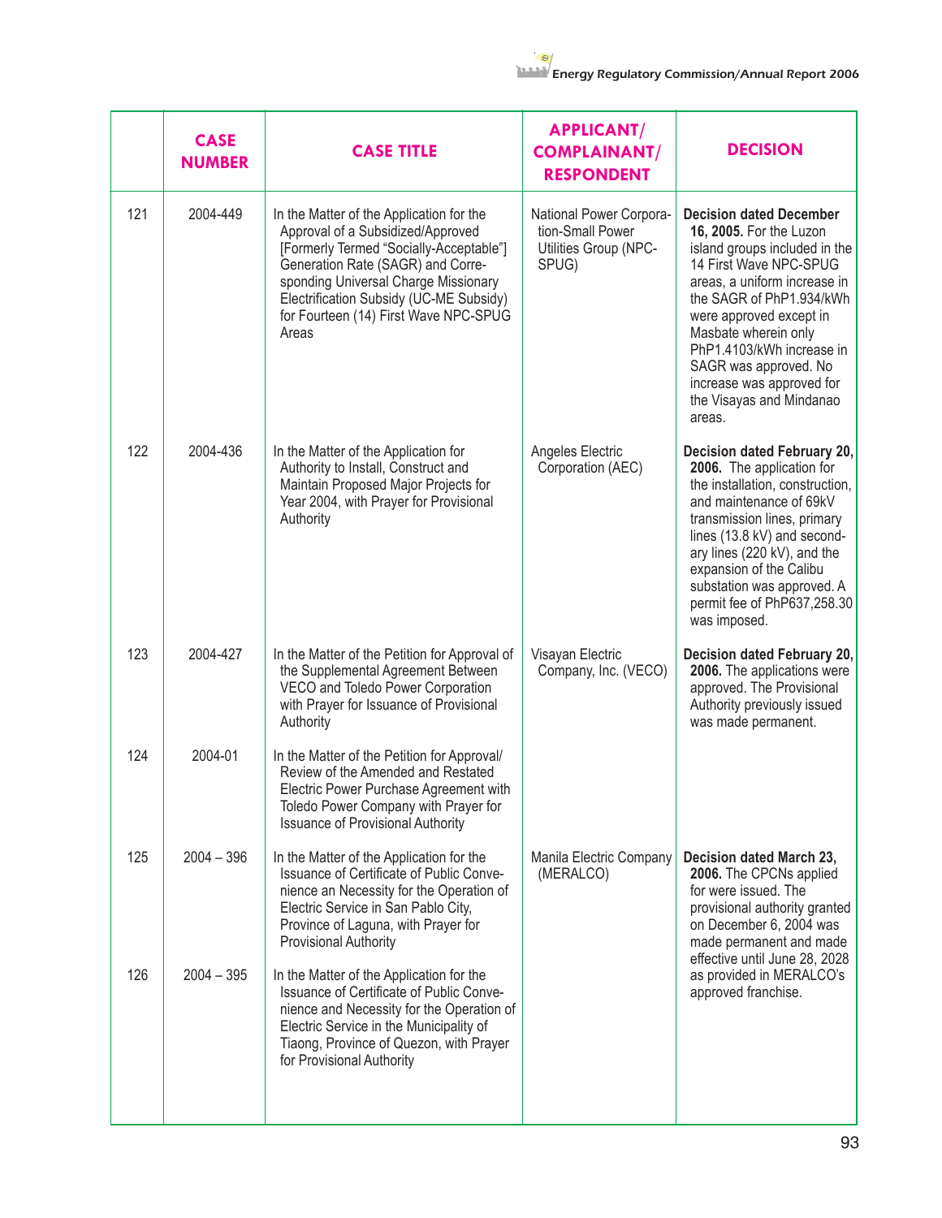| | CASE NUMBER | CASE TITLE | APPLICANT/ COMPLAINANT/ RESPONDENT | DECISION |
|---|---|---|---|---|
| 121 | 2004-449 | In the Matter of the Application for the Approval of a Subsidized/Approved [Formerly Termed "Socially-Acceptable"] Generation Rate (SAGR) and Corresponding Universal Charge Missionary Electrification Subsidy (UC-ME Subsidy) for Fourteen (14) First Wave NPC-SPUG Areas | National Power Corporation-Small Power Utilities Group (NPC-SPUG) | **Decision dated December 16, 2005.** For the Luzon island groups included in the 14 First Wave NPC-SPUG areas, a uniform increase in the SAGR of PhP1.934/kWh were approved except in Masbate wherein only PhP1.4103/kWh increase in SAGR was approved. No increase was approved for the Visayas and Mindanao areas. |
| 122 | 2004-436 | In the Matter of the Application for Authority to Install, Construct and Maintain Proposed Major Projects for Year 2004, with Prayer for Provisional Authority | Angeles Electric Corporation (AEC) | **Decision dated February 20, 2006.** The application for the installation, construction, and maintenance of 69kV transmission lines, primary lines (13.8 kV) and secondary lines (220 kV), and the expansion of the Calibu substation was approved. A permit fee of PhP637,258.30 was imposed. |
| 123 | 2004-427 | In the Matter of the Petition for Approval of the Supplemental Agreement Between VECO and Toledo Power Corporation with Prayer for Issuance of Provisional Authority | Visayan Electric Company, Inc. (VECO) | **Decision dated February 20, 2006.** The applications were approved. The Provisional Authority previously issued was made permanent. |
| 124 | 2004-01 | In the Matter of the Petition for Approval/ Review of the Amended and Restated Electric Power Purchase Agreement with Toledo Power Company with Prayer for Issuance of Provisional Authority | | |
| 125 | 2004 – 396 | In the Matter of the Application for the Issuance of Certificate of Public Convenience an Necessity for the Operation of Electric Service in San Pablo City, Province of Laguna, with Prayer for Provisional Authority | Manila Electric Company (MERALCO) | **Decision dated March 23, 2006.** The CPCNs applied for were issued. The provisional authority granted on December 6, 2004 was made permanent and made effective until June 28, 2028 as provided in MERALCO's approved franchise. |
| 126 | 2004 – 395 | In the Matter of the Application for the Issuance of Certificate of Public Convenience and Necessity for the Operation of Electric Service in the Municipality of Tiaong, Province of Quezon, with Prayer for Provisional Authority | | |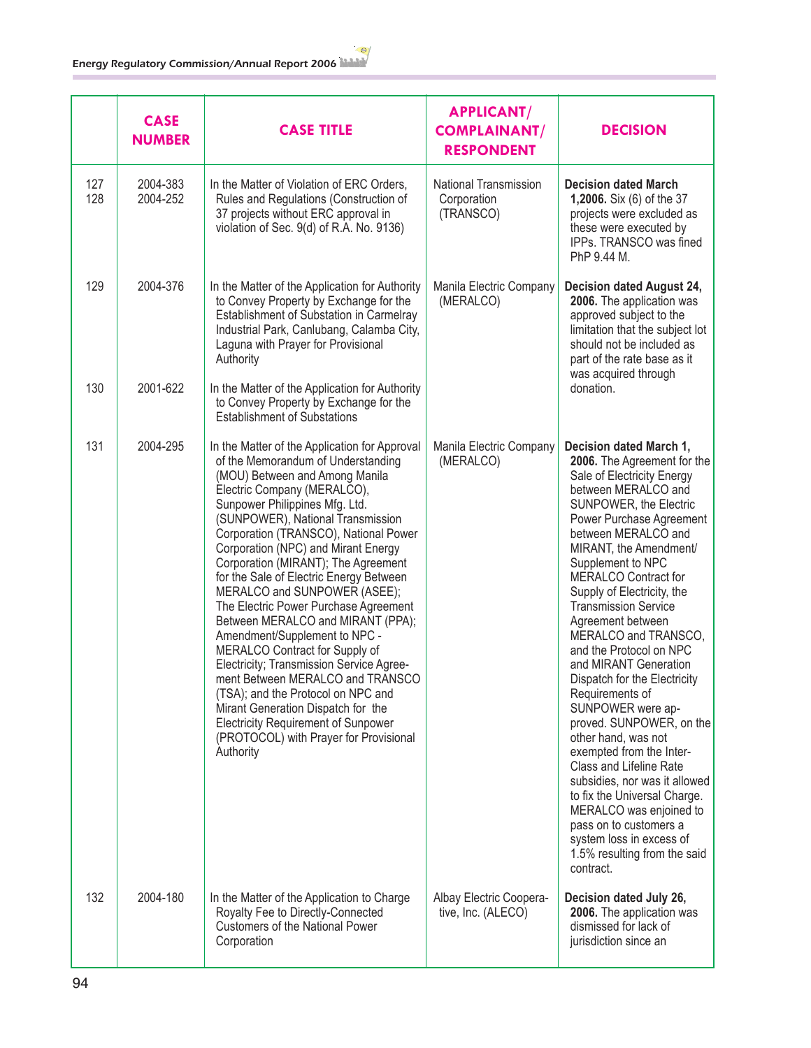| | CASE NUMBER | CASE TITLE | APPLICANT/ COMPLAINANT/ RESPONDENT | DECISION |
|---|---|---|---|---|
| 127<br>128 | 2004-383<br>2004-252 | In the Matter of Violation of ERC Orders, Rules and Regulations (Construction of 37 projects without ERC approval in violation of Sec. 9(d) of R.A. No. 9136) | National Transmission Corporation (TRANSCO) | **Decision dated March 1,2006.** Six (6) of the 37 projects were excluded as these were executed by IPPs. TRANSCO was fined PhP 9.44 M. |
| 129 | 2004-376 | In the Matter of the Application for Authority to Convey Property by Exchange for the Establishment of Substation in Carmelray Industrial Park, Canlubang, Calamba City, Laguna with Prayer for Provisional Authority | Manila Electric Company (MERALCO) | **Decision dated August 24, 2006.** The application was approved subject to the limitation that the subject lot should not be included as part of the rate base as it was acquired through donation. |
| 130 | 2001-622 | In the Matter of the Application for Authority to Convey Property by Exchange for the Establishment of Substations | | |
| 131 | 2004-295 | In the Matter of the Application for Approval of the Memorandum of Understanding (MOU) Between and Among Manila Electric Company (MERALCO), Sunpower Philippines Mfg. Ltd. (SUNPOWER), National Transmission Corporation (TRANSCO), National Power Corporation (NPC) and Mirant Energy Corporation (MIRANT); The Agreement for the Sale of Electric Energy Between MERALCO and SUNPOWER (ASEE); The Electric Power Purchase Agreement Between MERALCO and MIRANT (PPA); Amendment/Supplement to NPC - MERALCO Contract for Supply of Electricity; Transmission Service Agreement Between MERALCO and TRANSCO (TSA); and the Protocol on NPC and Mirant Generation Dispatch for the Electricity Requirement of Sunpower (PROTOCOL) with Prayer for Provisional Authority | Manila Electric Company (MERALCO) | **Decision dated March 1, 2006.** The Agreement for the Sale of Electricity Energy between MERALCO and SUNPOWER, the Electric Power Purchase Agreement between MERALCO and MIRANT, the Amendment/ Supplement to NPC MERALCO Contract for Supply of Electricity, the Transmission Service Agreement between MERALCO and TRANSCO, and the Protocol on NPC and MIRANT Generation Dispatch for the Electricity Requirements of SUNPOWER were approved. SUNPOWER, on the other hand, was not exempted from the Inter-Class and Lifeline Rate subsidies, nor was it allowed to fix the Universal Charge. MERALCO was enjoined to pass on to customers a system loss in excess of 1.5% resulting from the said contract. |
| 132 | 2004-180 | In the Matter of the Application to Charge Royalty Fee to Directly-Connected Customers of the National Power Corporation | Albay Electric Cooperative, Inc. (ALECO) | **Decision dated July 26, 2006.** The application was dismissed for lack of jurisdiction since an |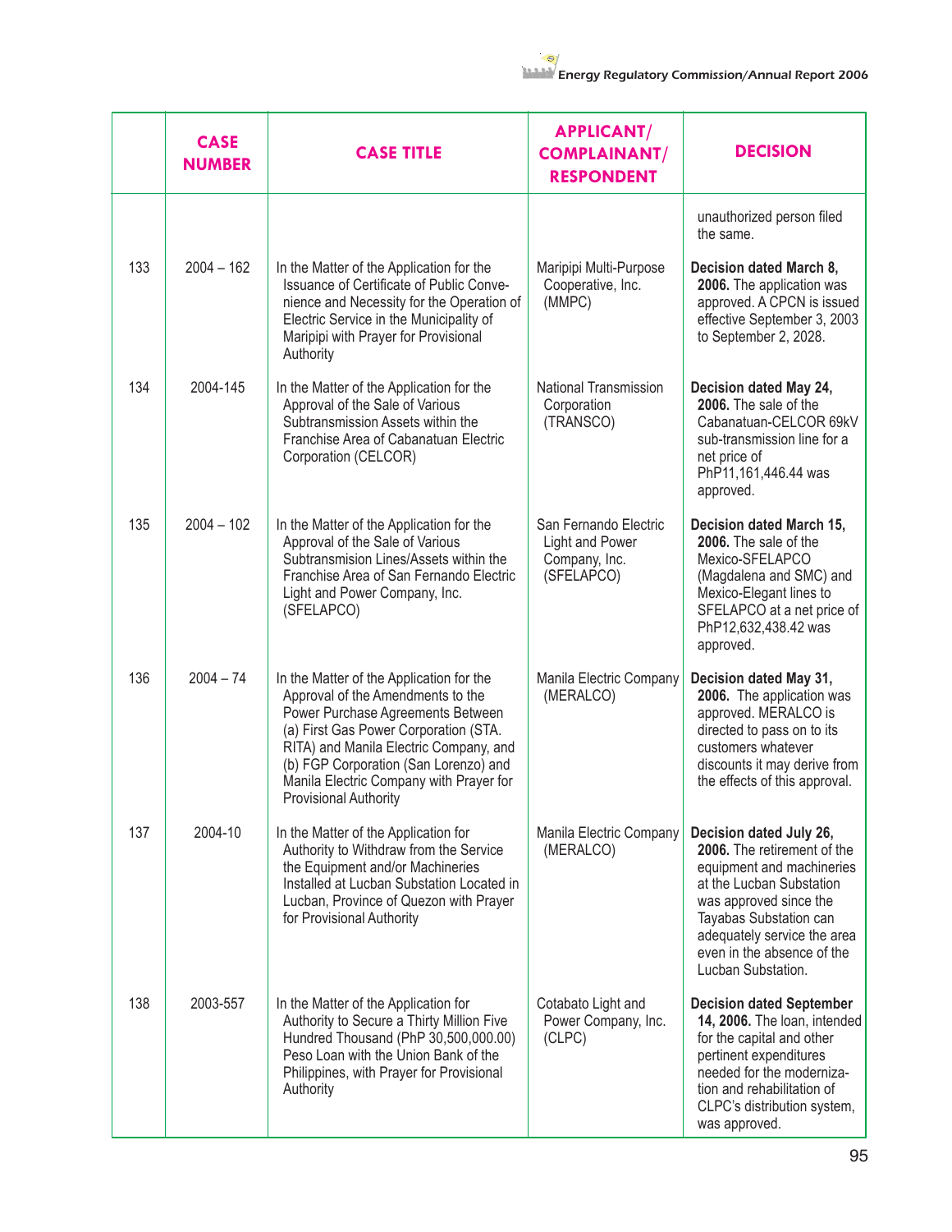|  | CASE NUMBER | CASE TITLE | APPLICANT/ COMPLAINANT/ RESPONDENT | DECISION |
|---|---|---|---|---|
|  |  |  |  | unauthorized person filed the same. |
| 133 | 2004 – 162 | In the Matter of the Application for the Issuance of Certificate of Public Convenience and Necessity for the Operation of Electric Service in the Municipality of Maripipi with Prayer for Provisional Authority | Maripipi Multi-Purpose Cooperative, Inc. (MMPC) | **Decision dated March 8, 2006.** The application was approved. A CPCN is issued effective September 3, 2003 to September 2, 2028. |
| 134 | 2004-145 | In the Matter of the Application for the Approval of the Sale of Various Subtransmission Assets within the Franchise Area of Cabanatuan Electric Corporation (CELCOR) | National Transmission Corporation (TRANSCO) | **Decision dated May 24, 2006.** The sale of the Cabanatuan-CELCOR 69kV sub-transmission line for a net price of PhP11,161,446.44 was approved. |
| 135 | 2004 – 102 | In the Matter of the Application for the Approval of the Sale of Various Subtransmission Lines/Assets within the Franchise Area of San Fernando Electric Light and Power Company, Inc. (SFELAPCO) | San Fernando Electric Light and Power Company, Inc. (SFELAPCO) | **Decision dated March 15, 2006.** The sale of the Mexico-SFELAPCO (Magdalena and SMC) and Mexico-Elegant lines to SFELAPCO at a net price of PhP12,632,438.42 was approved. |
| 136 | 2004 – 74 | In the Matter of the Application for the Approval of the Amendments to the Power Purchase Agreements Between (a) First Gas Power Corporation (STA. RITA) and Manila Electric Company, and (b) FGP Corporation (San Lorenzo) and Manila Electric Company with Prayer for Provisional Authority | Manila Electric Company (MERALCO) | **Decision dated May 31, 2006.** The application was approved. MERALCO is directed to pass on to its customers whatever discounts it may derive from the effects of this approval. |
| 137 | 2004-10 | In the Matter of the Application for Authority to Withdraw from the Service the Equipment and/or Machineries Installed at Lucban Substation Located in Lucban, Province of Quezon with Prayer for Provisional Authority | Manila Electric Company (MERALCO) | **Decision dated July 26, 2006.** The retirement of the equipment and machineries at the Lucban Substation was approved since the Tayabas Substation can adequately service the area even in the absence of the Lucban Substation. |
| 138 | 2003-557 | In the Matter of the Application for Authority to Secure a Thirty Million Five Hundred Thousand (PhP 30,500,000.00) Peso Loan with the Union Bank of the Philippines, with Prayer for Provisional Authority | Cotabato Light and Power Company, Inc. (CLPC) | **Decision dated September 14, 2006.** The loan, intended for the capital and other pertinent expenditures needed for the modernization and rehabilitation of CLPC's distribution system, was approved. |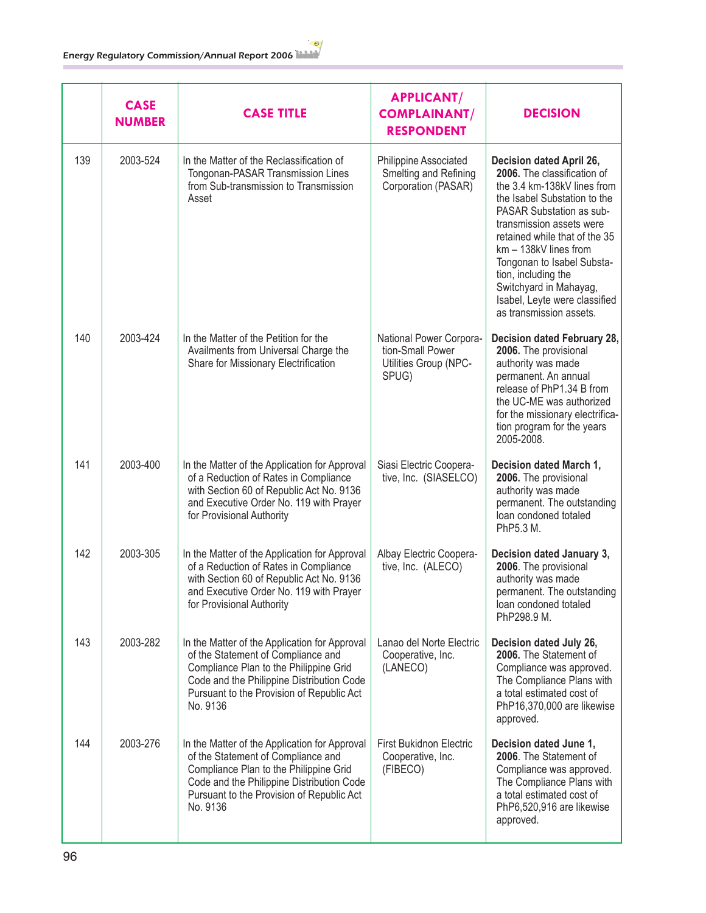| | CASE NUMBER | CASE TITLE | APPLICANT/ COMPLAINANT/ RESPONDENT | DECISION |
|---|---|---|---|---|
| 139 | 2003-524 | In the Matter of the Reclassification of Tongonan-PASAR Transmission Lines from Sub-transmission to Transmission Asset | Philippine Associated Smelting and Refining Corporation (PASAR) | **Decision dated April 26, 2006.** The classification of the 3.4 km-138kV lines from the Isabel Substation to the PASAR Substation as sub-transmission assets were retained while that of the 35 km – 138kV lines from Tongonan to Isabel Substation, including the Switchyard in Mahayag, Isabel, Leyte were classified as transmission assets. |
| 140 | 2003-424 | In the Matter of the Petition for the Availments from Universal Charge the Share for Missionary Electrification | National Power Corporation-Small Power Utilities Group (NPC-SPUG) | **Decision dated February 28, 2006.** The provisional authority was made permanent. An annual release of PhP1.34 B from the UC-ME was authorized for the missionary electrification program for the years 2005-2008. |
| 141 | 2003-400 | In the Matter of the Application for Approval of a Reduction of Rates in Compliance with Section 60 of Republic Act No. 9136 and Executive Order No. 119 with Prayer for Provisional Authority | Siasi Electric Cooperative, Inc. (SIASELCO) | **Decision dated March 1, 2006.** The provisional authority was made permanent. The outstanding loan condoned totaled PhP5.3 M. |
| 142 | 2003-305 | In the Matter of the Application for Approval of a Reduction of Rates in Compliance with Section 60 of Republic Act No. 9136 and Executive Order No. 119 with Prayer for Provisional Authority | Albay Electric Cooperative, Inc. (ALECO) | **Decision dated January 3, 2006**. The provisional authority was made permanent. The outstanding loan condoned totaled PhP298.9 M. |
| 143 | 2003-282 | In the Matter of the Application for Approval of the Statement of Compliance and Compliance Plan to the Philippine Grid Code and the Philippine Distribution Code Pursuant to the Provision of Republic Act No. 9136 | Lanao del Norte Electric Cooperative, Inc. (LANECO) | **Decision dated July 26, 2006.** The Statement of Compliance was approved. The Compliance Plans with a total estimated cost of PhP16,370,000 are likewise approved. |
| 144 | 2003-276 | In the Matter of the Application for Approval of the Statement of Compliance and Compliance Plan to the Philippine Grid Code and the Philippine Distribution Code Pursuant to the Provision of Republic Act No. 9136 | First Bukidnon Electric Cooperative, Inc. (FIBECO) | **Decision dated June 1, 2006**. The Statement of Compliance was approved. The Compliance Plans with a total estimated cost of PhP6,520,916 are likewise approved. |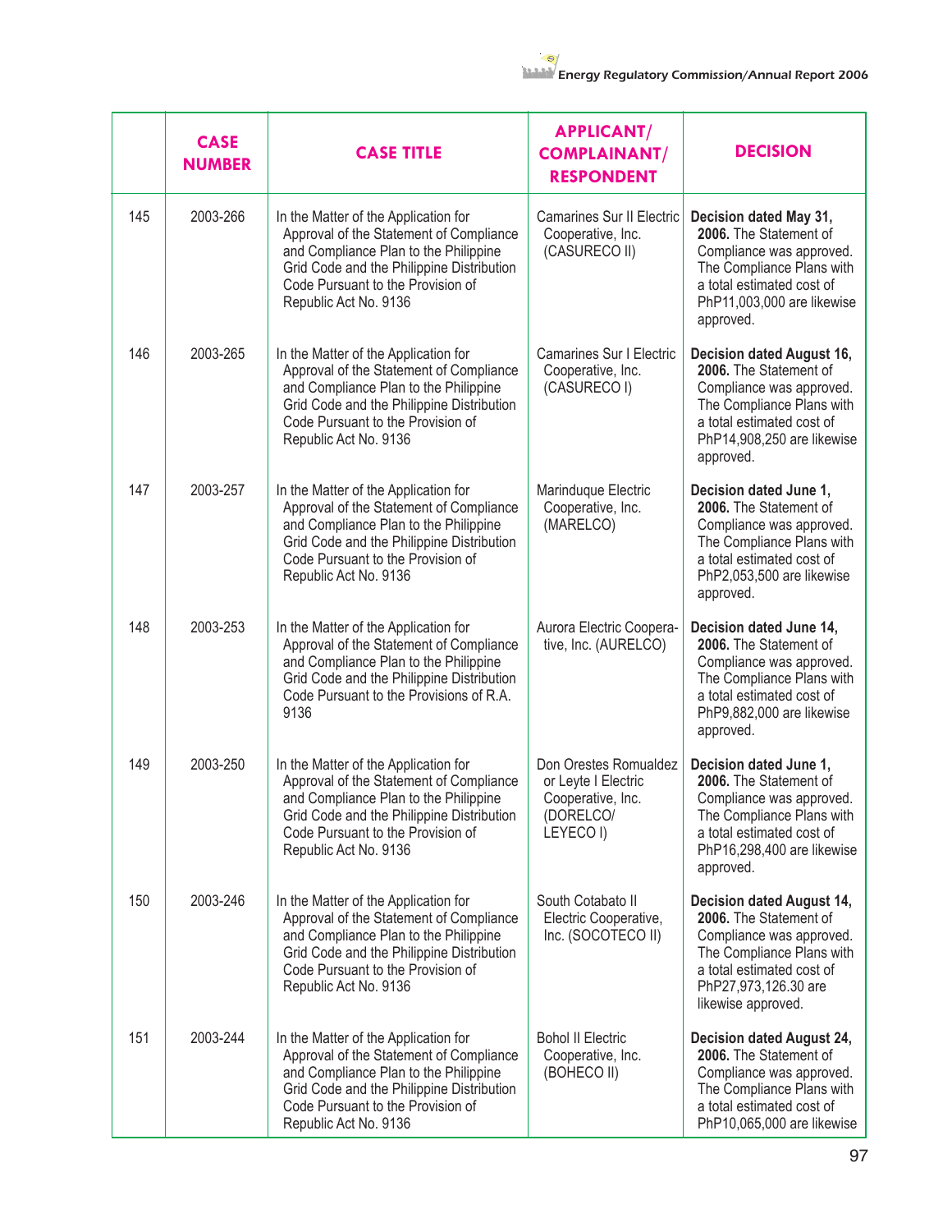| | CASE NUMBER | CASE TITLE | APPLICANT/ COMPLAINANT/ RESPONDENT | DECISION |
|---|---|---|---|---|
| 145 | 2003-266 | In the Matter of the Application for Approval of the Statement of Compliance and Compliance Plan to the Philippine Grid Code and the Philippine Distribution Code Pursuant to the Provision of Republic Act No. 9136 | Camarines Sur II Electric Cooperative, Inc. (CASURECO II) | **Decision dated May 31, 2006.** The Statement of Compliance was approved. The Compliance Plans with a total estimated cost of PhP11,003,000 are likewise approved. |
| 146 | 2003-265 | In the Matter of the Application for Approval of the Statement of Compliance and Compliance Plan to the Philippine Grid Code and the Philippine Distribution Code Pursuant to the Provision of Republic Act No. 9136 | Camarines Sur I Electric Cooperative, Inc. (CASURECO I) | **Decision dated August 16, 2006.** The Statement of Compliance was approved. The Compliance Plans with a total estimated cost of PhP14,908,250 are likewise approved. |
| 147 | 2003-257 | In the Matter of the Application for Approval of the Statement of Compliance and Compliance Plan to the Philippine Grid Code and the Philippine Distribution Code Pursuant to the Provision of Republic Act No. 9136 | Marinduque Electric Cooperative, Inc. (MARELCO) | **Decision dated June 1, 2006.** The Statement of Compliance was approved. The Compliance Plans with a total estimated cost of PhP2,053,500 are likewise approved. |
| 148 | 2003-253 | In the Matter of the Application for Approval of the Statement of Compliance and Compliance Plan to the Philippine Grid Code and the Philippine Distribution Code Pursuant to the Provisions of R.A. 9136 | Aurora Electric Cooperative, Inc. (AURELCO) | **Decision dated June 14, 2006.** The Statement of Compliance was approved. The Compliance Plans with a total estimated cost of PhP9,882,000 are likewise approved. |
| 149 | 2003-250 | In the Matter of the Application for Approval of the Statement of Compliance and Compliance Plan to the Philippine Grid Code and the Philippine Distribution Code Pursuant to the Provision of Republic Act No. 9136 | Don Orestes Romualdez or Leyte I Electric Cooperative, Inc. (DORELCO/ LEYECO I) | **Decision dated June 1, 2006.** The Statement of Compliance was approved. The Compliance Plans with a total estimated cost of PhP16,298,400 are likewise approved. |
| 150 | 2003-246 | In the Matter of the Application for Approval of the Statement of Compliance and Compliance Plan to the Philippine Grid Code and the Philippine Distribution Code Pursuant to the Provision of Republic Act No. 9136 | South Cotabato II Electric Cooperative, Inc. (SOCOTECO II) | **Decision dated August 14, 2006.** The Statement of Compliance was approved. The Compliance Plans with a total estimated cost of PhP27,973,126.30 are likewise approved. |
| 151 | 2003-244 | In the Matter of the Application for Approval of the Statement of Compliance and Compliance Plan to the Philippine Grid Code and the Philippine Distribution Code Pursuant to the Provision of Republic Act No. 9136 | Bohol II Electric Cooperative, Inc. (BOHECO II) | **Decision dated August 24, 2006.** The Statement of Compliance was approved. The Compliance Plans with a total estimated cost of PhP10,065,000 are likewise |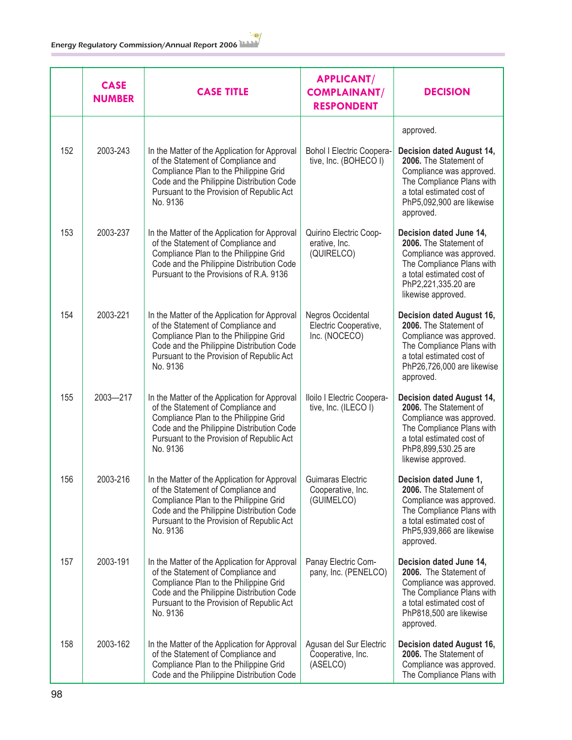| | CASE NUMBER | CASE TITLE | APPLICANT/ COMPLAINANT/ RESPONDENT | DECISION |
|---|---|---|---|---|
| | | | | approved. |
| 152 | 2003-243 | In the Matter of the Application for Approval of the Statement of Compliance and Compliance Plan to the Philippine Grid Code and the Philippine Distribution Code Pursuant to the Provision of Republic Act No. 9136 | Bohol I Electric Cooperative, Inc. (BOHECO I) | **Decision dated August 14, 2006.** The Statement of Compliance was approved. The Compliance Plans with a total estimated cost of PhP5,092,900 are likewise approved. |
| 153 | 2003-237 | In the Matter of the Application for Approval of the Statement of Compliance and Compliance Plan to the Philippine Grid Code and the Philippine Distribution Code Pursuant to the Provisions of R.A. 9136 | Quirino Electric Cooperative, Inc. (QUIRELCO) | **Decision dated June 14, 2006.** The Statement of Compliance was approved. The Compliance Plans with a total estimated cost of PhP2,221,335.20 are likewise approved. |
| 154 | 2003-221 | In the Matter of the Application for Approval of the Statement of Compliance and Compliance Plan to the Philippine Grid Code and the Philippine Distribution Code Pursuant to the Provision of Republic Act No. 9136 | Negros Occidental Electric Cooperative, Inc. (NOCECO) | **Decision dated August 16, 2006.** The Statement of Compliance was approved. The Compliance Plans with a total estimated cost of PhP26,726,000 are likewise approved. |
| 155 | 2003—217 | In the Matter of the Application for Approval of the Statement of Compliance and Compliance Plan to the Philippine Grid Code and the Philippine Distribution Code Pursuant to the Provision of Republic Act No. 9136 | Iloilo I Electric Cooperative, Inc. (ILECO I) | **Decision dated August 14, 2006.** The Statement of Compliance was approved. The Compliance Plans with a total estimated cost of PhP8,899,530.25 are likewise approved. |
| 156 | 2003-216 | In the Matter of the Application for Approval of the Statement of Compliance and Compliance Plan to the Philippine Grid Code and the Philippine Distribution Code Pursuant to the Provision of Republic Act No. 9136 | Guimaras Electric Cooperative, Inc. (GUIMELCO) | **Decision dated June 1, 2006.** The Statement of Compliance was approved. The Compliance Plans with a total estimated cost of PhP5,939,866 are likewise approved. |
| 157 | 2003-191 | In the Matter of the Application for Approval of the Statement of Compliance and Compliance Plan to the Philippine Grid Code and the Philippine Distribution Code Pursuant to the Provision of Republic Act No. 9136 | Panay Electric Company, Inc. (PENELCO) | **Decision dated June 14, 2006.** The Statement of Compliance was approved. The Compliance Plans with a total estimated cost of PhP818,500 are likewise approved. |
| 158 | 2003-162 | In the Matter of the Application for Approval of the Statement of Compliance and Compliance Plan to the Philippine Grid Code and the Philippine Distribution Code | Agusan del Sur Electric Cooperative, Inc. (ASELCO) | **Decision dated August 16, 2006.** The Statement of Compliance was approved. The Compliance Plans with |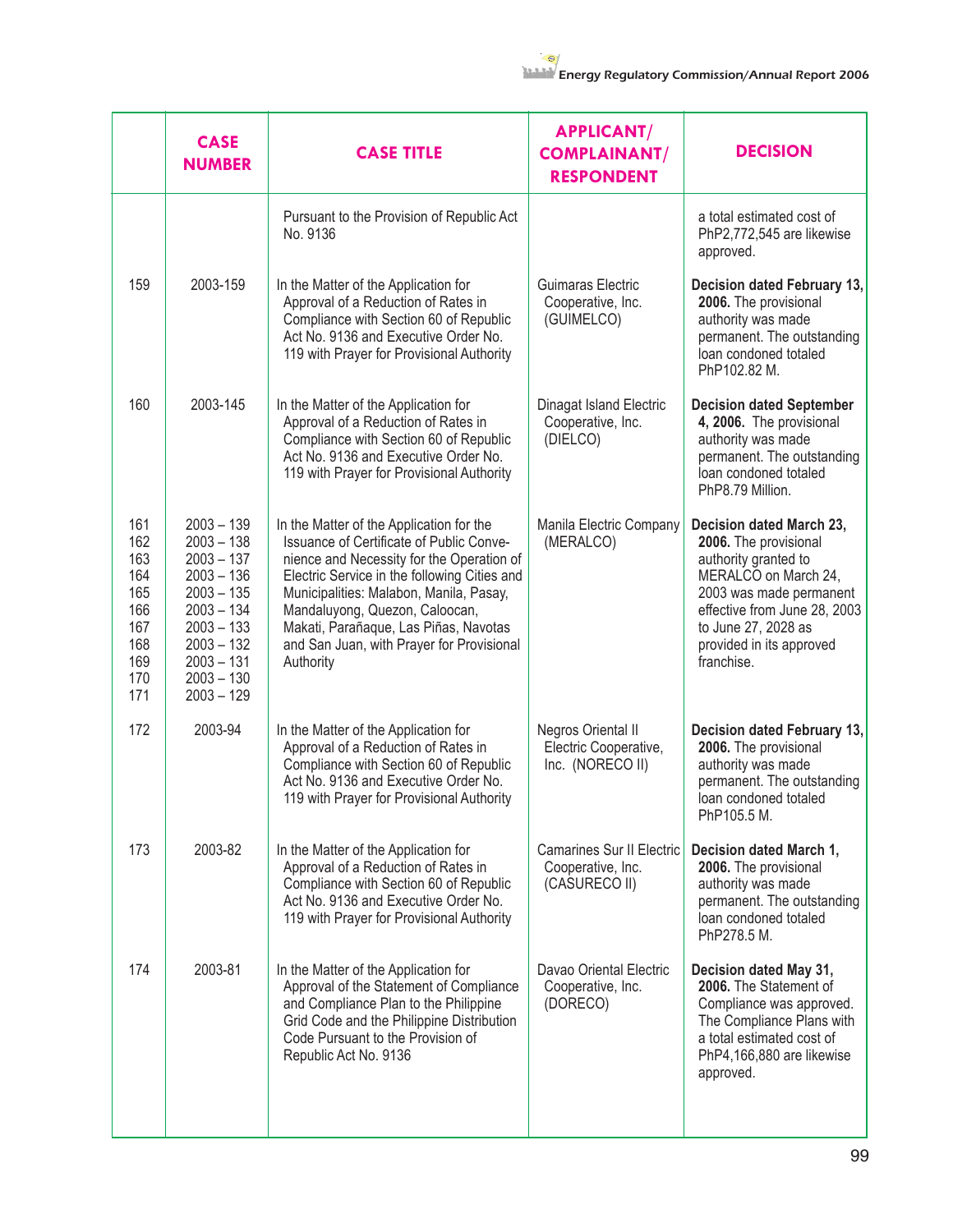| | CASE NUMBER | CASE TITLE | APPLICANT/ COMPLAINANT/ RESPONDENT | DECISION |
|---|---|---|---|---|
| | | Pursuant to the Provision of Republic Act No. 9136 | | a total estimated cost of PhP2,772,545 are likewise approved. |
| 159 | 2003-159 | In the Matter of the Application for Approval of a Reduction of Rates in Compliance with Section 60 of Republic Act No. 9136 and Executive Order No. 119 with Prayer for Provisional Authority | Guimaras Electric Cooperative, Inc. (GUIMELCO) | **Decision dated February 13, 2006.** The provisional authority was made permanent. The outstanding loan condoned totaled PhP102.82 M. |
| 160 | 2003-145 | In the Matter of the Application for Approval of a Reduction of Rates in Compliance with Section 60 of Republic Act No. 9136 and Executive Order No. 119 with Prayer for Provisional Authority | Dinagat Island Electric Cooperative, Inc. (DIELCO) | **Decision dated September 4, 2006.** The provisional authority was made permanent. The outstanding loan condoned totaled PhP8.79 Million. |
| 161<br>162<br>163<br>164<br>165<br>166<br>167<br>168<br>169<br>170<br>171 | 2003 – 139<br>2003 – 138<br>2003 – 137<br>2003 – 136<br>2003 – 135<br>2003 – 134<br>2003 – 133<br>2003 – 132<br>2003 – 131<br>2003 – 130<br>2003 – 129 | In the Matter of the Application for the Issuance of Certificate of Public Convenience and Necessity for the Operation of Electric Service in the following Cities and Municipalities: Malabon, Manila, Pasay, Mandaluyong, Quezon, Caloocan, Makati, Parañaque, Las Piñas, Navotas and San Juan, with Prayer for Provisional Authority | Manila Electric Company (MERALCO) | **Decision dated March 23, 2006.** The provisional authority granted to MERALCO on March 24, 2003 was made permanent effective from June 28, 2003 to June 27, 2028 as provided in its approved franchise. |
| 172 | 2003-94 | In the Matter of the Application for Approval of a Reduction of Rates in Compliance with Section 60 of Republic Act No. 9136 and Executive Order No. 119 with Prayer for Provisional Authority | Negros Oriental II Electric Cooperative, Inc. (NORECO II) | **Decision dated February 13, 2006.** The provisional authority was made permanent. The outstanding loan condoned totaled PhP105.5 M. |
| 173 | 2003-82 | In the Matter of the Application for Approval of a Reduction of Rates in Compliance with Section 60 of Republic Act No. 9136 and Executive Order No. 119 with Prayer for Provisional Authority | Camarines Sur II Electric Cooperative, Inc. (CASURECO II) | **Decision dated March 1, 2006.** The provisional authority was made permanent. The outstanding loan condoned totaled PhP278.5 M. |
| 174 | 2003-81 | In the Matter of the Application for Approval of the Statement of Compliance and Compliance Plan to the Philippine Grid Code and the Philippine Distribution Code Pursuant to the Provision of Republic Act No. 9136 | Davao Oriental Electric Cooperative, Inc. (DORECO) | **Decision dated May 31, 2006.** The Statement of Compliance was approved. The Compliance Plans with a total estimated cost of PhP4,166,880 are likewise approved. |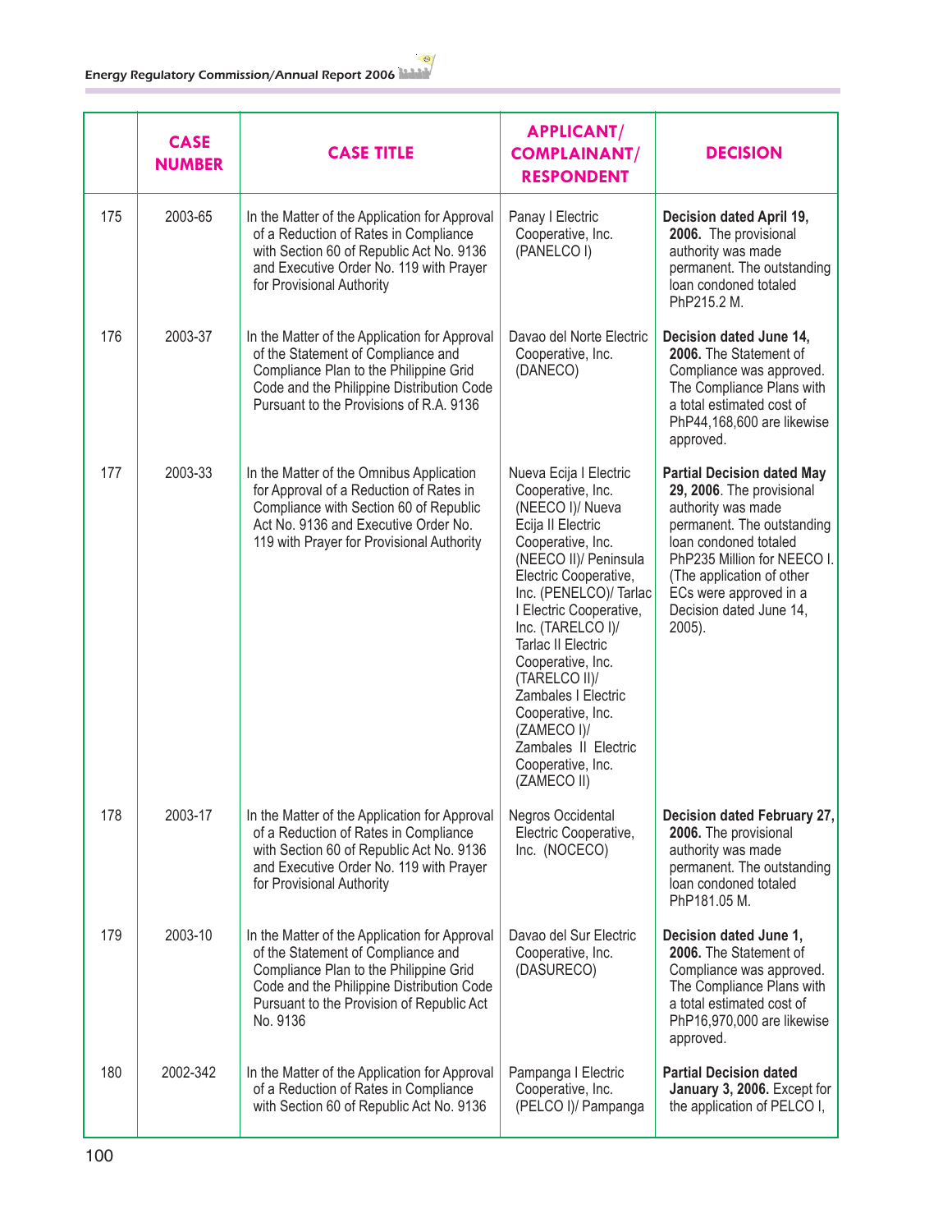| | CASE NUMBER | CASE TITLE | APPLICANT/ COMPLAINANT/ RESPONDENT | DECISION |
|---|---|---|---|---|
| 175 | 2003-65 | In the Matter of the Application for Approval of a Reduction of Rates in Compliance with Section 60 of Republic Act No. 9136 and Executive Order No. 119 with Prayer for Provisional Authority | Panay I Electric Cooperative, Inc. (PANELCO I) | **Decision dated April 19, 2006.** The provisional authority was made permanent. The outstanding loan condoned totaled PhP215.2 M. |
| 176 | 2003-37 | In the Matter of the Application for Approval of the Statement of Compliance and Compliance Plan to the Philippine Grid Code and the Philippine Distribution Code Pursuant to the Provisions of R.A. 9136 | Davao del Norte Electric Cooperative, Inc. (DANECO) | **Decision dated June 14, 2006.** The Statement of Compliance was approved. The Compliance Plans with a total estimated cost of PhP44,168,600 are likewise approved. |
| 177 | 2003-33 | In the Matter of the Omnibus Application for Approval of a Reduction of Rates in Compliance with Section 60 of Republic Act No. 9136 and Executive Order No. 119 with Prayer for Provisional Authority | Nueva Ecija I Electric Cooperative, Inc. (NEECO I)/ Nueva Ecija II Electric Cooperative, Inc. (NEECO II)/ Peninsula Electric Cooperative, Inc. (PENELCO)/ Tarlac I Electric Cooperative, Inc. (TARELCO I)/ Tarlac II Electric Cooperative, Inc. (TARELCO II)/ Zambales I Electric Cooperative, Inc. (ZAMECO I)/ Zambales II Electric Cooperative, Inc. (ZAMECO II) | **Partial Decision dated May 29, 2006**. The provisional authority was made permanent. The outstanding loan condoned totaled PhP235 Million for NEECO I. (The application of other ECs were approved in a Decision dated June 14, 2005). |
| 178 | 2003-17 | In the Matter of the Application for Approval of a Reduction of Rates in Compliance with Section 60 of Republic Act No. 9136 and Executive Order No. 119 with Prayer for Provisional Authority | Negros Occidental Electric Cooperative, Inc. (NOCECO) | **Decision dated February 27, 2006.** The provisional authority was made permanent. The outstanding loan condoned totaled PhP181.05 M. |
| 179 | 2003-10 | In the Matter of the Application for Approval of the Statement of Compliance and Compliance Plan to the Philippine Grid Code and the Philippine Distribution Code Pursuant to the Provision of Republic Act No. 9136 | Davao del Sur Electric Cooperative, Inc. (DASURECO) | **Decision dated June 1, 2006.** The Statement of Compliance was approved. The Compliance Plans with a total estimated cost of PhP16,970,000 are likewise approved. |
| 180 | 2002-342 | In the Matter of the Application for Approval of a Reduction of Rates in Compliance with Section 60 of Republic Act No. 9136 | Pampanga I Electric Cooperative, Inc. (PELCO I)/ Pampanga | **Partial Decision dated January 3, 2006.** Except for the application of PELCO I, |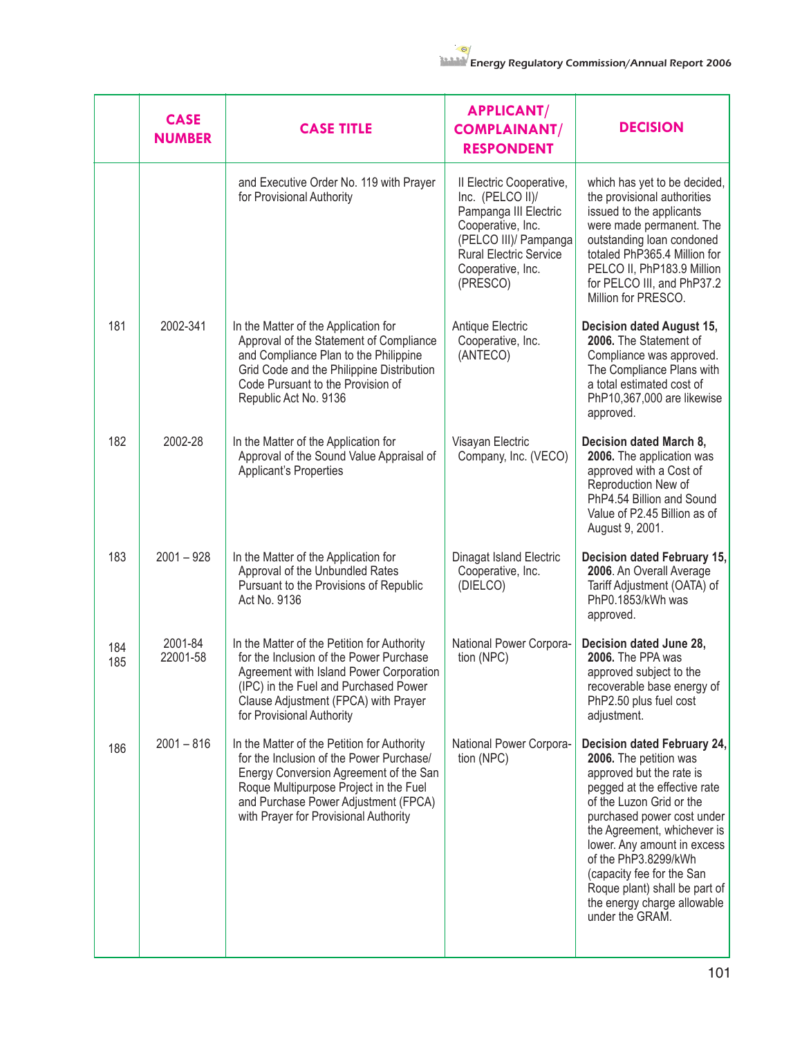| | CASE NUMBER | CASE TITLE | APPLICANT/ COMPLAINANT/ RESPONDENT | DECISION |
|---|---|---|---|---|
| | | and Executive Order No. 119 with Prayer for Provisional Authority | II Electric Cooperative, Inc. (PELCO II)/ Pampanga III Electric Cooperative, Inc. (PELCO III)/ Pampanga Rural Electric Service Cooperative, Inc. (PRESCO) | which has yet to be decided, the provisional authorities issued to the applicants were made permanent. The outstanding loan condoned totaled PhP365.4 Million for PELCO II, PhP183.9 Million for PELCO III, and PhP37.2 Million for PRESCO. |
| 181 | 2002-341 | In the Matter of the Application for Approval of the Statement of Compliance and Compliance Plan to the Philippine Grid Code and the Philippine Distribution Code Pursuant to the Provision of Republic Act No. 9136 | Antique Electric Cooperative, Inc. (ANTECO) | **Decision dated August 15, 2006.** The Statement of Compliance was approved. The Compliance Plans with a total estimated cost of PhP10,367,000 are likewise approved. |
| 182 | 2002-28 | In the Matter of the Application for Approval of the Sound Value Appraisal of Applicant's Properties | Visayan Electric Company, Inc. (VECO) | **Decision dated March 8, 2006.** The application was approved with a Cost of Reproduction New of PhP4.54 Billion and Sound Value of P2.45 Billion as of August 9, 2001. |
| 183 | 2001 – 928 | In the Matter of the Application for Approval of the Unbundled Rates Pursuant to the Provisions of Republic Act No. 9136 | Dinagat Island Electric Cooperative, Inc. (DIELCO) | **Decision dated February 15, 2006**. An Overall Average Tariff Adjustment (OATA) of PhP0.1853/kWh was approved. |
| 184<br>185 | 2001-84<br>22001-58 | In the Matter of the Petition for Authority for the Inclusion of the Power Purchase Agreement with Island Power Corporation (IPC) in the Fuel and Purchased Power Clause Adjustment (FPCA) with Prayer for Provisional Authority | National Power Corporation (NPC) | **Decision dated June 28, 2006.** The PPA was approved subject to the recoverable base energy of PhP2.50 plus fuel cost adjustment. |
| 186 | 2001 – 816 | In the Matter of the Petition for Authority for the Inclusion of the Power Purchase/ Energy Conversion Agreement of the San Roque Multipurpose Project in the Fuel and Purchase Power Adjustment (FPCA) with Prayer for Provisional Authority | National Power Corporation (NPC) | **Decision dated February 24, 2006.** The petition was approved but the rate is pegged at the effective rate of the Luzon Grid or the purchased power cost under the Agreement, whichever is lower. Any amount in excess of the PhP3.8299/kWh (capacity fee for the San Roque plant) shall be part of the energy charge allowable under the GRAM. |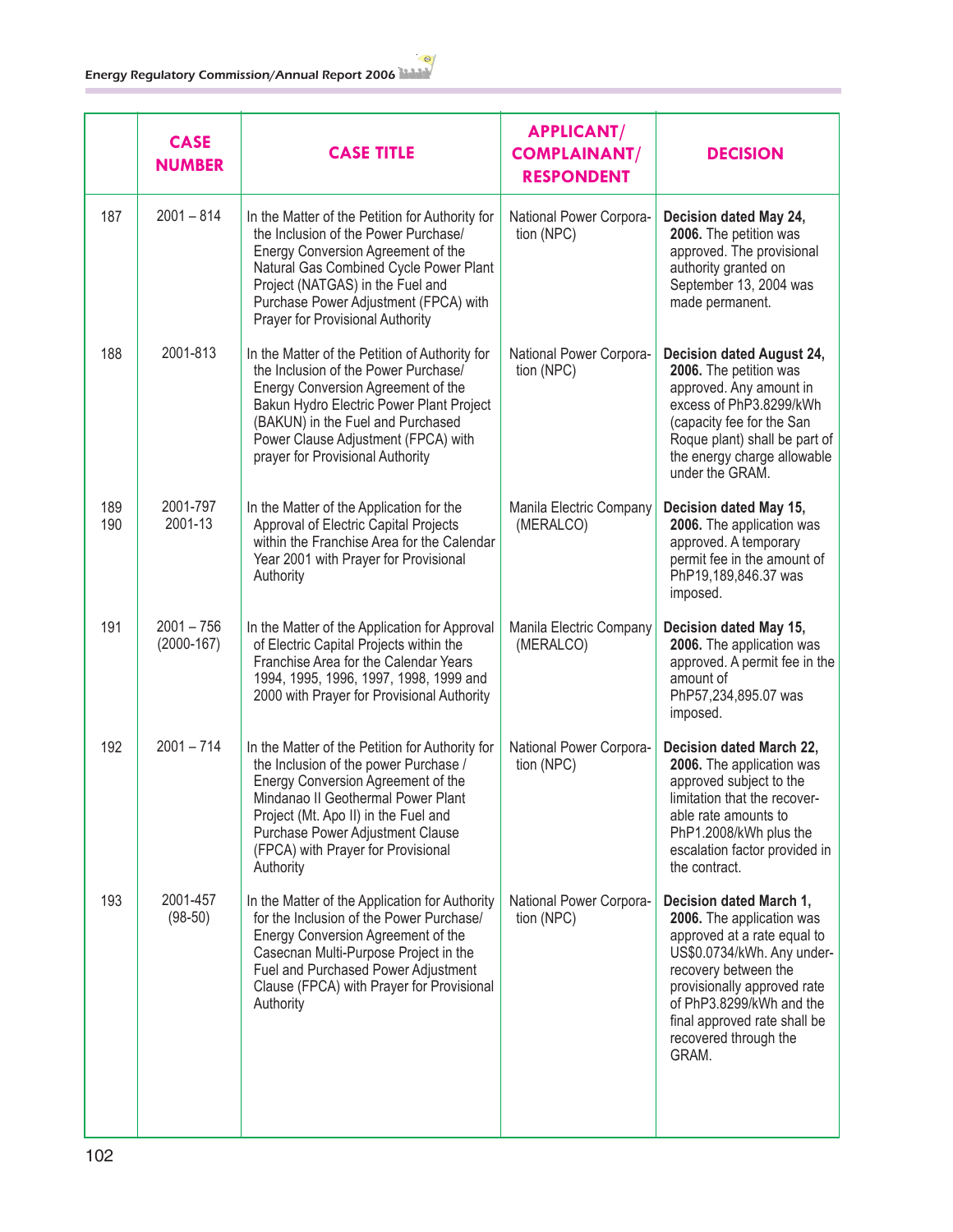| | CASE NUMBER | CASE TITLE | APPLICANT/ COMPLAINANT/ RESPONDENT | DECISION |
|---|---|---|---|---|
| 187 | 2001 – 814 | In the Matter of the Petition for Authority for the Inclusion of the Power Purchase/ Energy Conversion Agreement of the Natural Gas Combined Cycle Power Plant Project (NATGAS) in the Fuel and Purchase Power Adjustment (FPCA) with Prayer for Provisional Authority | National Power Corporation (NPC) | **Decision dated May 24, 2006.** The petition was approved. The provisional authority granted on September 13, 2004 was made permanent. |
| 188 | 2001-813 | In the Matter of the Petition of Authority for the Inclusion of the Power Purchase/ Energy Conversion Agreement of the Bakun Hydro Electric Power Plant Project (BAKUN) in the Fuel and Purchased Power Clause Adjustment (FPCA) with prayer for Provisional Authority | National Power Corporation (NPC) | **Decision dated August 24, 2006.** The petition was approved. Any amount in excess of PhP3.8299/kWh (capacity fee for the San Roque plant) shall be part of the energy charge allowable under the GRAM. |
| 189<br>190 | 2001-797<br>2001-13 | In the Matter of the Application for the Approval of Electric Capital Projects within the Franchise Area for the Calendar Year 2001 with Prayer for Provisional Authority | Manila Electric Company (MERALCO) | **Decision dated May 15, 2006.** The application was approved. A temporary permit fee in the amount of PhP19,189,846.37 was imposed. |
| 191 | 2001 – 756<br>(2000-167) | In the Matter of the Application for Approval of Electric Capital Projects within the Franchise Area for the Calendar Years 1994, 1995, 1996, 1997, 1998, 1999 and 2000 with Prayer for Provisional Authority | Manila Electric Company (MERALCO) | **Decision dated May 15, 2006.** The application was approved. A permit fee in the amount of PhP57,234,895.07 was imposed. |
| 192 | 2001 – 714 | In the Matter of the Petition for Authority for the Inclusion of the power Purchase / Energy Conversion Agreement of the Mindanao II Geothermal Power Plant Project (Mt. Apo II) in the Fuel and Purchase Power Adjustment Clause (FPCA) with Prayer for Provisional Authority | National Power Corporation (NPC) | **Decision dated March 22, 2006.** The application was approved subject to the limitation that the recoverable rate amounts to PhP1.2008/kWh plus the escalation factor provided in the contract. |
| 193 | 2001-457<br>(98-50) | In the Matter of the Application for Authority for the Inclusion of the Power Purchase/ Energy Conversion Agreement of the Casecnan Multi-Purpose Project in the Fuel and Purchased Power Adjustment Clause (FPCA) with Prayer for Provisional Authority | National Power Corporation (NPC) | **Decision dated March 1, 2006.** The application was approved at a rate equal to US$0.0734/kWh. Any under-recovery between the provisionally approved rate of PhP3.8299/kWh and the final approved rate shall be recovered through the GRAM. |